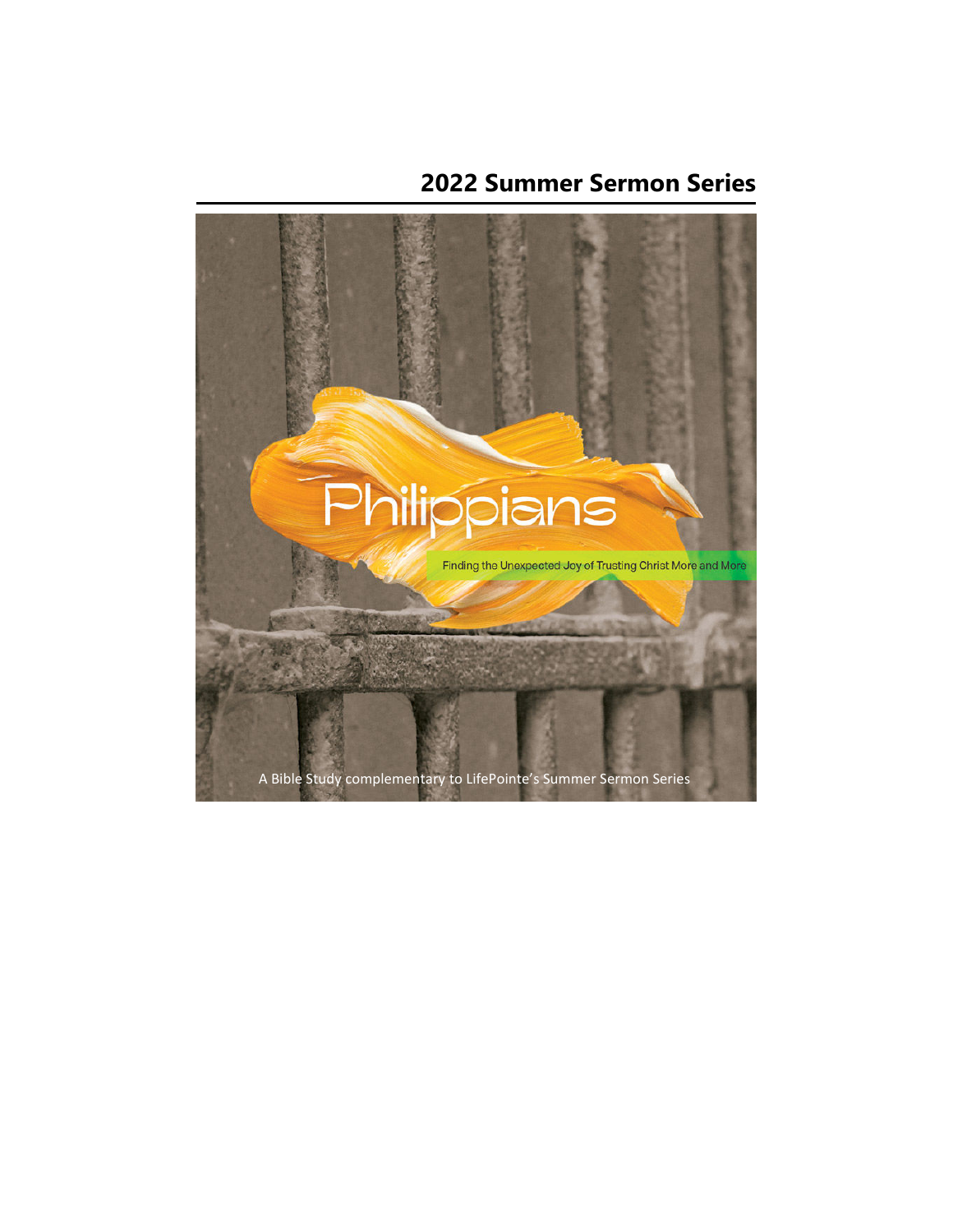## 2022 Summer Sermon Series

# Philippians

Finding the Unexpected Joy of Trusting Christ More and More

A Bible Study complementary to LifePointe's Summer Sermon Series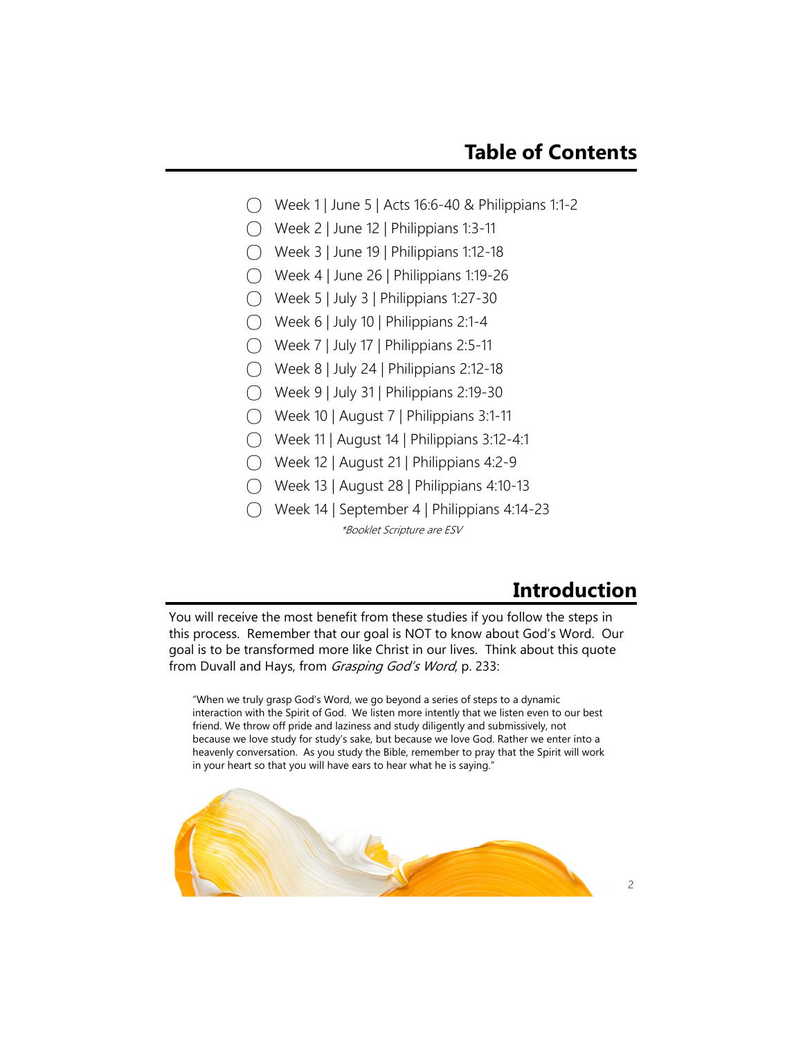## Table of Contents

- ◯ Week 1 | June 5 | Acts 16:6-40 & Philippians 1:1-2
- ◯ Week 2 | June 12 | Philippians 1:3-11
- ◯ Week 3 | June 19 | Philippians 1:12-18
- ◯ Week 4 | June 26 | Philippians 1:19-26
- ◯ Week 5 | July 3 | Philippians 1:27-30
- ◯ Week 6 | July 10 | Philippians 2:1-4
- ◯ Week 7 | July 17 | Philippians 2:5-11
- ◯ Week 8 | July 24 | Philippians 2:12-18
- ◯ Week 9 | July 31 | Philippians 2:19-30
- ◯ Week 10 | August 7 | Philippians 3:1-11
- ◯ Week 11 | August 14 | Philippians 3:12-4:1
- ◯ Week 12 | August 21 | Philippians 4:2-9
- ◯ Week 13 | August 28 | Philippians 4:10-13
- ◯ Week 14 | September 4 | Philippians 4:14-23

*\*Booklet Scripture are ESV*

## Introduction

You will receive the most benefit from these studies if you follow the steps in this process. Remember that our goal is NOT to know about God's Word. Our goal is to be transformed more like Christ in our lives. Think about this quote from Duvall and Hays, from *Grasping God's Word*, p. 233:

> "When we truly grasp God's Word, we go beyond a series of steps to a dynamic interaction with the Spirit of God. We listen more intently that we listen even to our best friend. We throw off pride and laziness and study diligently and submissively, not because we love study for study's sake, but because we love God. Rather we enter into a heavenly conversation. As you study the Bible, remember to pray that the Spirit will work in your heart so that you will have ears to hear what he is saying."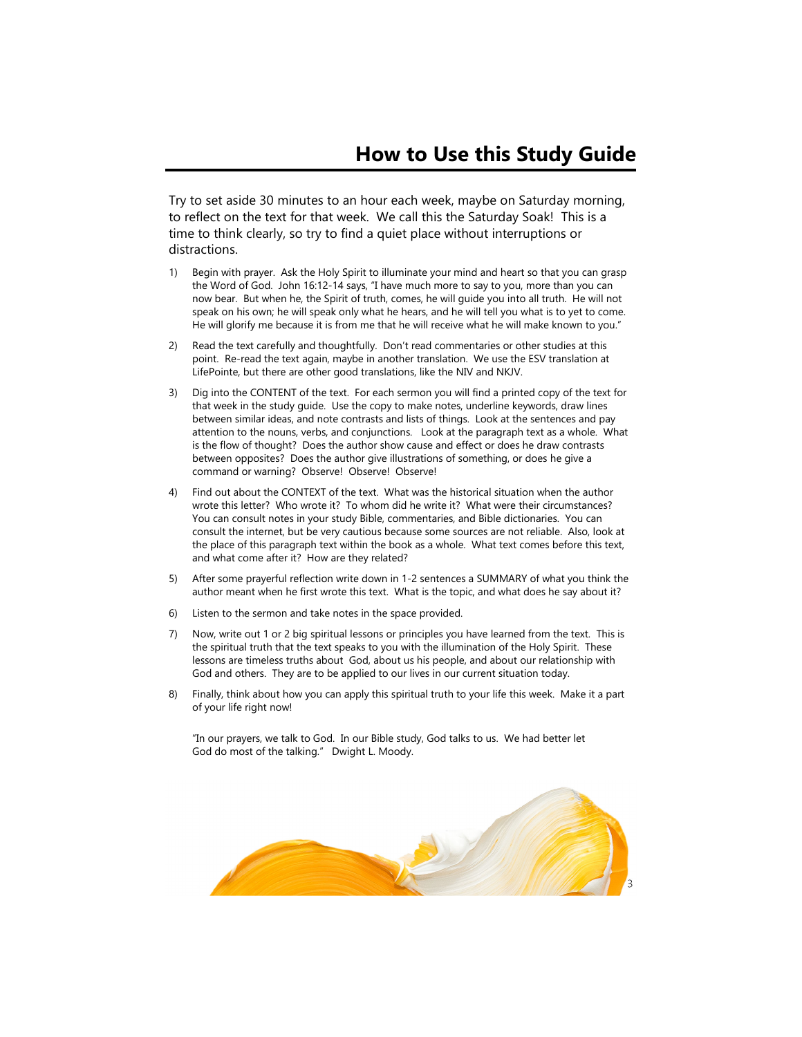# How to Use this Study Guide

Try to set aside 30 minutes to an hour each week, maybe on Saturday morning, to reflect on the text for that week. We call this the Saturday Soak! This is a time to think clearly, so try to find a quiet place without interruptions or distractions.

1) Begin with prayer. Ask the Holy Spirit to illuminate your mind and heart so that you can grasp the Word of God. John 16:12-14 says, "I have much more to say to you, more than you can now bear. But when he, the Spirit of truth, comes, he will guide you into all truth. He will not speak on his own; he will speak only what he hears, and he will tell you what is to yet to come. He will glorify me because it is from me that he will receive what he will make known to you."

2) Read the text carefully and thoughtfully. Don't read commentaries or other studies at this point. Re-read the text again, maybe in another translation. We use the ESV translation at LifePointe, but there are other good translations, like the NIV and NKJV.

3) Dig into the CONTENT of the text. For each sermon you will find a printed copy of the text for that week in the study guide. Use the copy to make notes, underline keywords, draw lines between similar ideas, and note contrasts and lists of things. Look at the sentences and pay attention to the nouns, verbs, and conjunctions. Look at the paragraph text as a whole. What is the flow of thought? Does the author show cause and effect or does he draw contrasts between opposites? Does the author give illustrations of something, or does he give a command or warning? Observe! Observe! Observe!

4) Find out about the CONTEXT of the text. What was the historical situation when the author wrote this letter? Who wrote it? To whom did he write it? What were their circumstances? You can consult notes in your study Bible, commentaries, and Bible dictionaries. You can consult the internet, but be very cautious because some sources are not reliable. Also, look at the place of this paragraph text within the book as a whole. What text comes before this text, and what come after it? How are they related?

5) After some prayerful reflection write down in 1-2 sentences a SUMMARY of what you think the author meant when he first wrote this text. What is the topic, and what does he say about it?

6) Listen to the sermon and take notes in the space provided.

7) Now, write out 1 or 2 big spiritual lessons or principles you have learned from the text. This is the spiritual truth that the text speaks to you with the illumination of the Holy Spirit. These lessons are timeless truths about God, about us his people, and about our relationship with God and others. They are to be applied to our lives in our current situation today.

8) Finally, think about how you can apply this spiritual truth to your life this week. Make it a part of your life right now!

"In our prayers, we talk to God. In our Bible study, God talks to us. We had better let God do most of the talking." Dwight L. Moody.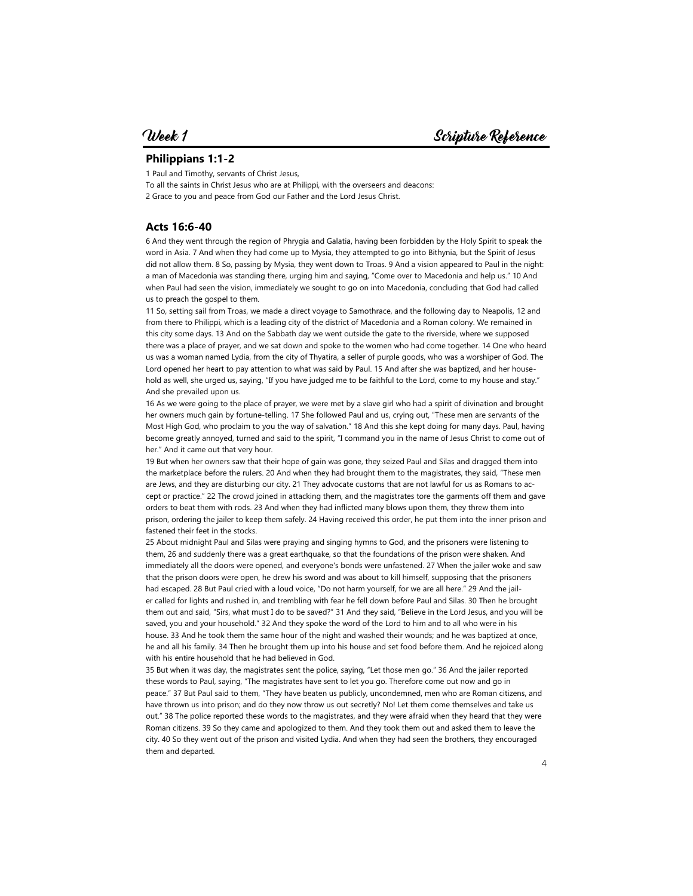Week 1 — Scripture Reference

## Philippians 1:1-2

1 Paul and Timothy, servants of Christ Jesus,
To all the saints in Christ Jesus who are at Philippi, with the overseers and deacons:
2 Grace to you and peace from God our Father and the Lord Jesus Christ.

## Acts 16:6-40

6 And they went through the region of Phrygia and Galatia, having been forbidden by the Holy Spirit to speak the word in Asia. 7 And when they had come up to Mysia, they attempted to go into Bithynia, but the Spirit of Jesus did not allow them. 8 So, passing by Mysia, they went down to Troas. 9 And a vision appeared to Paul in the night: a man of Macedonia was standing there, urging him and saying, "Come over to Macedonia and help us." 10 And when Paul had seen the vision, immediately we sought to go on into Macedonia, concluding that God had called us to preach the gospel to them.

11 So, setting sail from Troas, we made a direct voyage to Samothrace, and the following day to Neapolis, 12 and from there to Philippi, which is a leading city of the district of Macedonia and a Roman colony. We remained in this city some days. 13 And on the Sabbath day we went outside the gate to the riverside, where we supposed there was a place of prayer, and we sat down and spoke to the women who had come together. 14 One who heard us was a woman named Lydia, from the city of Thyatira, a seller of purple goods, who was a worshiper of God. The Lord opened her heart to pay attention to what was said by Paul. 15 And after she was baptized, and her household as well, she urged us, saying, "If you have judged me to be faithful to the Lord, come to my house and stay." And she prevailed upon us.

16 As we were going to the place of prayer, we were met by a slave girl who had a spirit of divination and brought her owners much gain by fortune-telling. 17 She followed Paul and us, crying out, "These men are servants of the Most High God, who proclaim to you the way of salvation." 18 And this she kept doing for many days. Paul, having become greatly annoyed, turned and said to the spirit, "I command you in the name of Jesus Christ to come out of her." And it came out that very hour.

19 But when her owners saw that their hope of gain was gone, they seized Paul and Silas and dragged them into the marketplace before the rulers. 20 And when they had brought them to the magistrates, they said, "These men are Jews, and they are disturbing our city. 21 They advocate customs that are not lawful for us as Romans to accept or practice." 22 The crowd joined in attacking them, and the magistrates tore the garments off them and gave orders to beat them with rods. 23 And when they had inflicted many blows upon them, they threw them into prison, ordering the jailer to keep them safely. 24 Having received this order, he put them into the inner prison and fastened their feet in the stocks.

25 About midnight Paul and Silas were praying and singing hymns to God, and the prisoners were listening to them, 26 and suddenly there was a great earthquake, so that the foundations of the prison were shaken. And immediately all the doors were opened, and everyone's bonds were unfastened. 27 When the jailer woke and saw that the prison doors were open, he drew his sword and was about to kill himself, supposing that the prisoners had escaped. 28 But Paul cried with a loud voice, "Do not harm yourself, for we are all here." 29 And the jailer called for lights and rushed in, and trembling with fear he fell down before Paul and Silas. 30 Then he brought them out and said, "Sirs, what must I do to be saved?" 31 And they said, "Believe in the Lord Jesus, and you will be saved, you and your household." 32 And they spoke the word of the Lord to him and to all who were in his house. 33 And he took them the same hour of the night and washed their wounds; and he was baptized at once, he and all his family. 34 Then he brought them up into his house and set food before them. And he rejoiced along with his entire household that he had believed in God.

35 But when it was day, the magistrates sent the police, saying, "Let those men go." 36 And the jailer reported these words to Paul, saying, "The magistrates have sent to let you go. Therefore come out now and go in peace." 37 But Paul said to them, "They have beaten us publicly, uncondemned, men who are Roman citizens, and have thrown us into prison; and do they now throw us out secretly? No! Let them come themselves and take us out." 38 The police reported these words to the magistrates, and they were afraid when they heard that they were Roman citizens. 39 So they came and apologized to them. And they took them out and asked them to leave the city. 40 So they went out of the prison and visited Lydia. And when they had seen the brothers, they encouraged them and departed.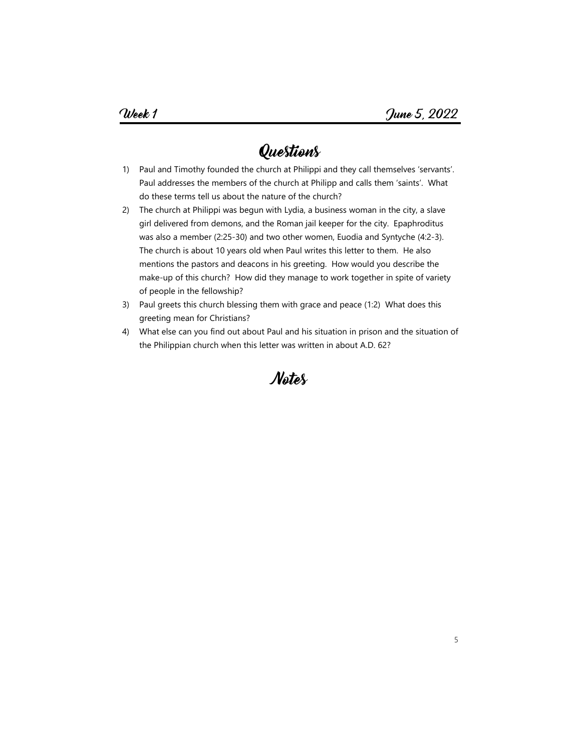**Week 1** **June 5, 2022**

# Questions

1) Paul and Timothy founded the church at Philippi and they call themselves 'servants'. Paul addresses the members of the church at Philipp and calls them 'saints'. What do these terms tell us about the nature of the church?
2) The church at Philippi was begun with Lydia, a business woman in the city, a slave girl delivered from demons, and the Roman jail keeper for the city. Epaphroditus was also a member (2:25-30) and two other women, Euodia and Syntyche (4:2-3). The church is about 10 years old when Paul writes this letter to them. He also mentions the pastors and deacons in his greeting. How would you describe the make-up of this church? How did they manage to work together in spite of variety of people in the fellowship?
3) Paul greets this church blessing them with grace and peace (1:2) What does this greeting mean for Christians?
4) What else can you find out about Paul and his situation in prison and the situation of the Philippian church when this letter was written in about A.D. 62?

# Notes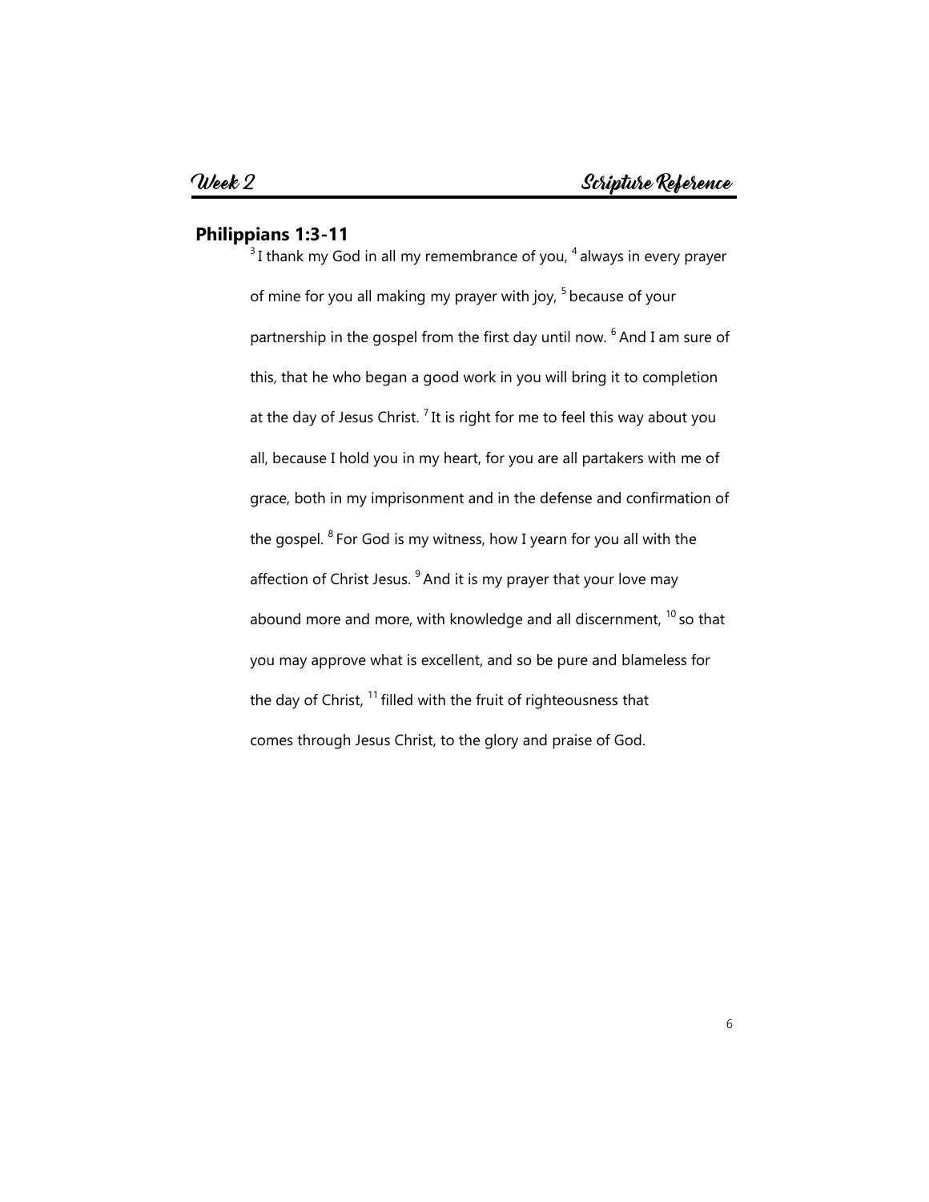# Week 2 — Scripture Reference

## Philippians 1:3-11

[3] I thank my God in all my remembrance of you, [4] always in every prayer of mine for you all making my prayer with joy, [5] because of your partnership in the gospel from the first day until now. [6] And I am sure of this, that he who began a good work in you will bring it to completion at the day of Jesus Christ. [7] It is right for me to feel this way about you all, because I hold you in my heart, for you are all partakers with me of grace, both in my imprisonment and in the defense and confirmation of the gospel. [8] For God is my witness, how I yearn for you all with the affection of Christ Jesus. [9] And it is my prayer that your love may abound more and more, with knowledge and all discernment, [10] so that you may approve what is excellent, and so be pure and blameless for the day of Christ, [11] filled with the fruit of righteousness that comes through Jesus Christ, to the glory and praise of God.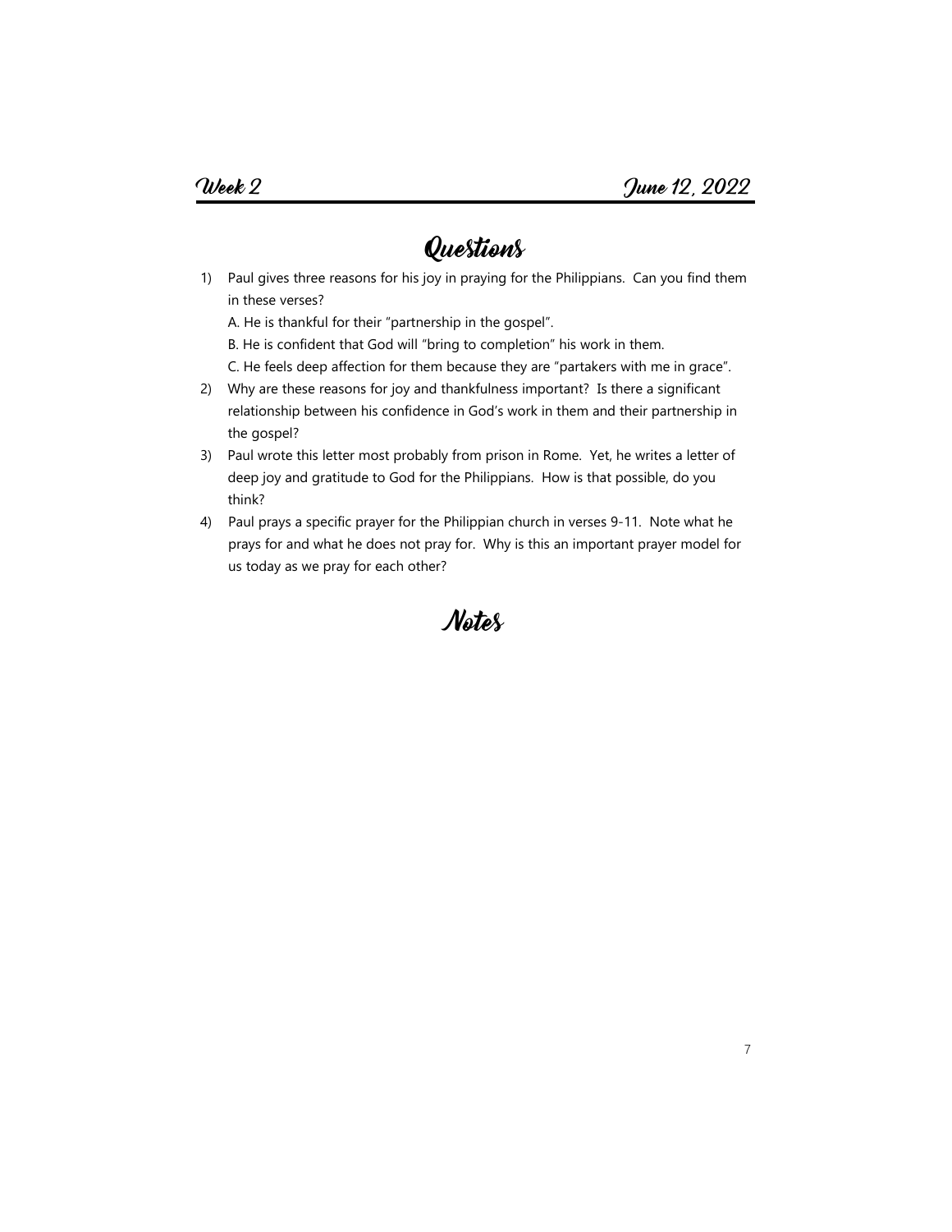**Week 2** **June 12, 2022**

# Questions

1) Paul gives three reasons for his joy in praying for the Philippians. Can you find them in these verses?

   A. He is thankful for their "partnership in the gospel".

   B. He is confident that God will "bring to completion" his work in them.

   C. He feels deep affection for them because they are "partakers with me in grace".

2) Why are these reasons for joy and thankfulness important? Is there a significant relationship between his confidence in God's work in them and their partnership in the gospel?

3) Paul wrote this letter most probably from prison in Rome. Yet, he writes a letter of deep joy and gratitude to God for the Philippians. How is that possible, do you think?

4) Paul prays a specific prayer for the Philippian church in verses 9-11. Note what he prays for and what he does not pray for. Why is this an important prayer model for us today as we pray for each other?

# Notes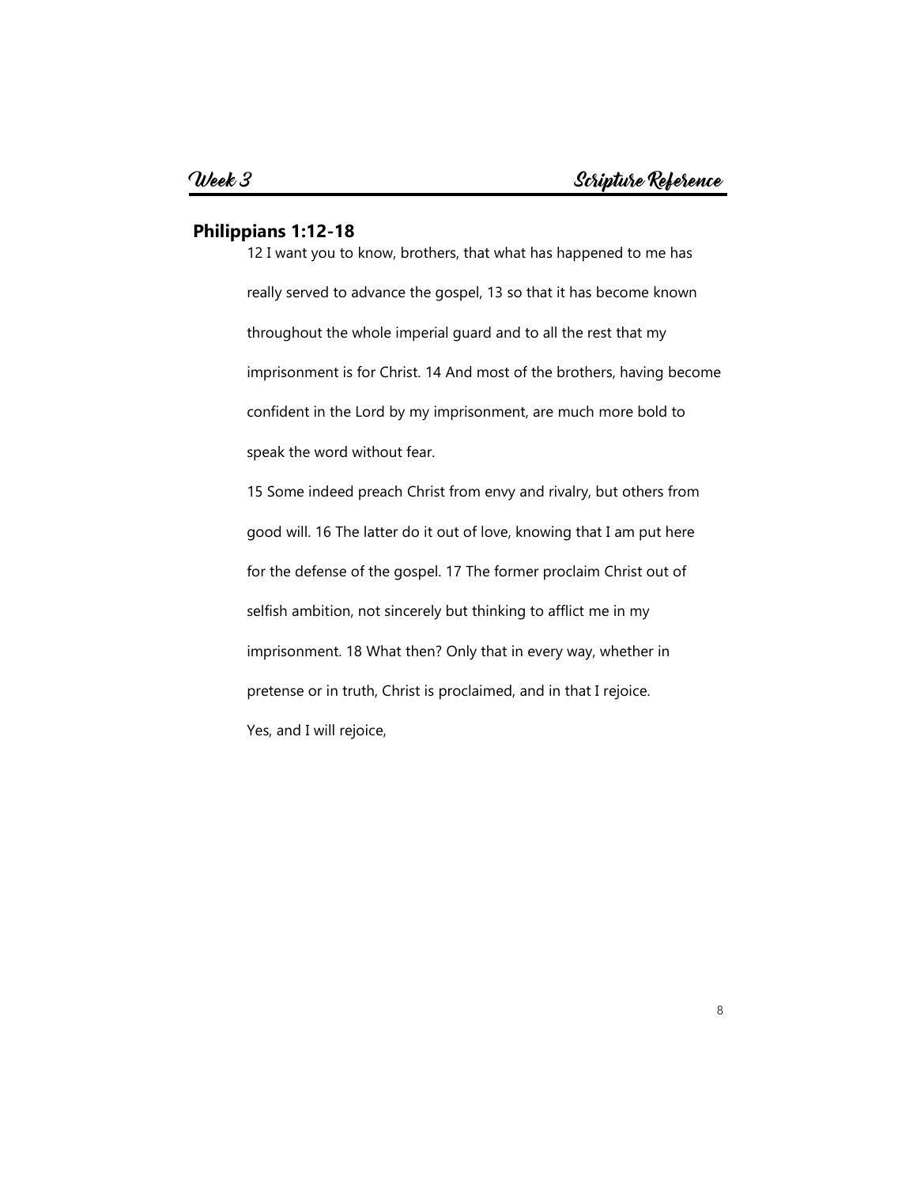## Philippians 1:12-18

12 I want you to know, brothers, that what has happened to me has really served to advance the gospel, 13 so that it has become known throughout the whole imperial guard and to all the rest that my imprisonment is for Christ. 14 And most of the brothers, having become confident in the Lord by my imprisonment, are much more bold to speak the word without fear.

15 Some indeed preach Christ from envy and rivalry, but others from good will. 16 The latter do it out of love, knowing that I am put here for the defense of the gospel. 17 The former proclaim Christ out of selfish ambition, not sincerely but thinking to afflict me in my imprisonment. 18 What then? Only that in every way, whether in pretense or in truth, Christ is proclaimed, and in that I rejoice.

Yes, and I will rejoice,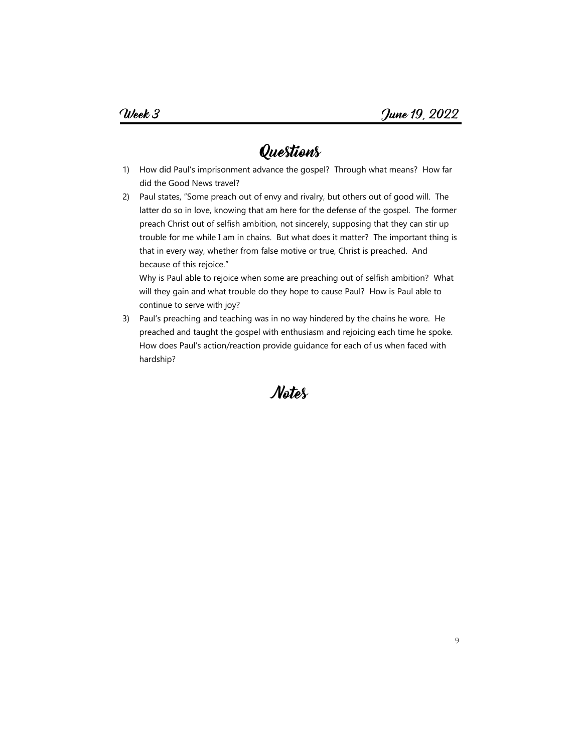**Week 3** **June 19, 2022**

# Questions

1) How did Paul's imprisonment advance the gospel? Through what means? How far did the Good News travel?
2) Paul states, "Some preach out of envy and rivalry, but others out of good will. The latter do so in love, knowing that am here for the defense of the gospel. The former preach Christ out of selfish ambition, not sincerely, supposing that they can stir up trouble for me while I am in chains. But what does it matter? The important thing is that in every way, whether from false motive or true, Christ is preached. And because of this rejoice."

   Why is Paul able to rejoice when some are preaching out of selfish ambition? What will they gain and what trouble do they hope to cause Paul? How is Paul able to continue to serve with joy?
3) Paul's preaching and teaching was in no way hindered by the chains he wore. He preached and taught the gospel with enthusiasm and rejoicing each time he spoke. How does Paul's action/reaction provide guidance for each of us when faced with hardship?

# Notes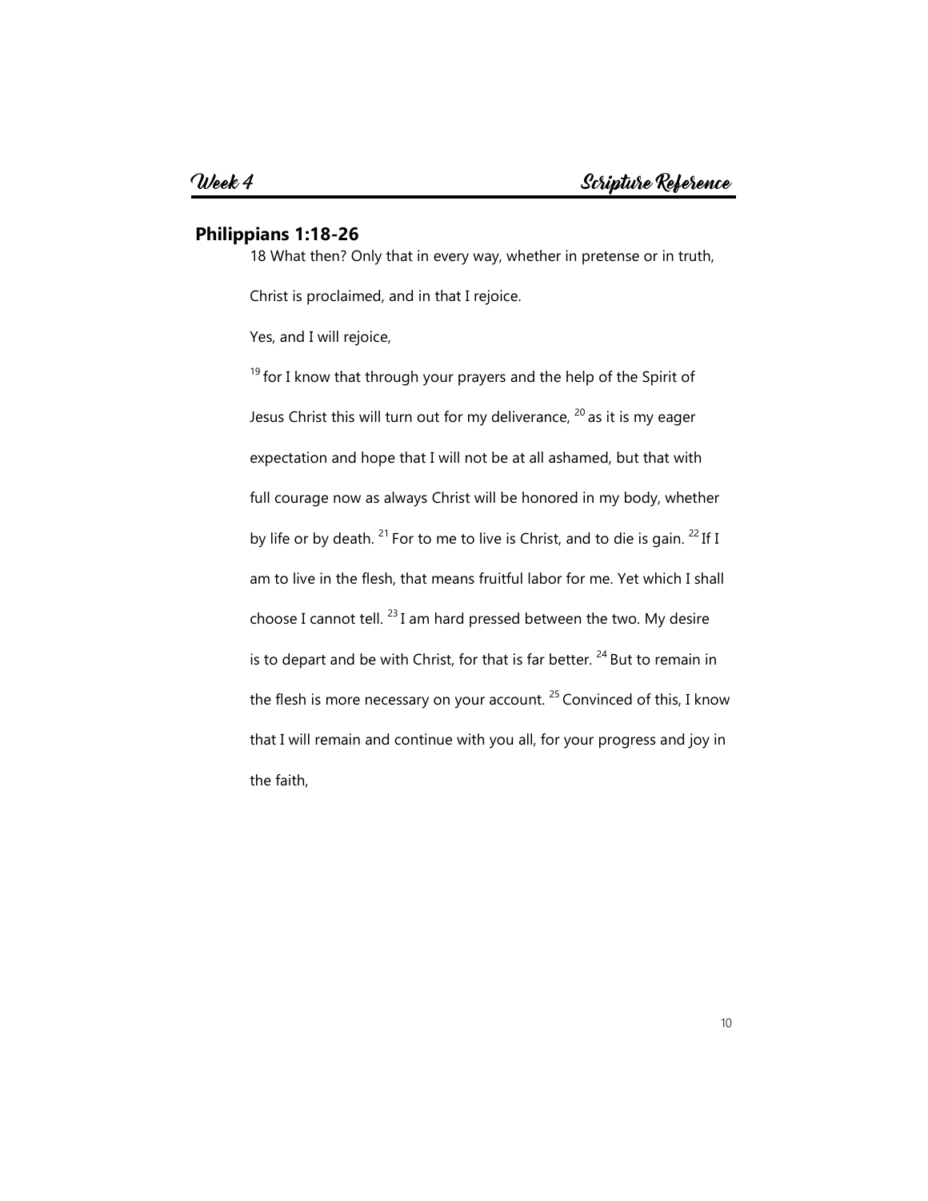## Philippians 1:18-26

18 What then? Only that in every way, whether in pretense or in truth, Christ is proclaimed, and in that I rejoice.

Yes, and I will rejoice,

[19] for I know that through your prayers and the help of the Spirit of Jesus Christ this will turn out for my deliverance, [20] as it is my eager expectation and hope that I will not be at all ashamed, but that with full courage now as always Christ will be honored in my body, whether by life or by death. [21] For to me to live is Christ, and to die is gain. [22] If I am to live in the flesh, that means fruitful labor for me. Yet which I shall choose I cannot tell. [23] I am hard pressed between the two. My desire is to depart and be with Christ, for that is far better. [24] But to remain in the flesh is more necessary on your account. [25] Convinced of this, I know that I will remain and continue with you all, for your progress and joy in the faith,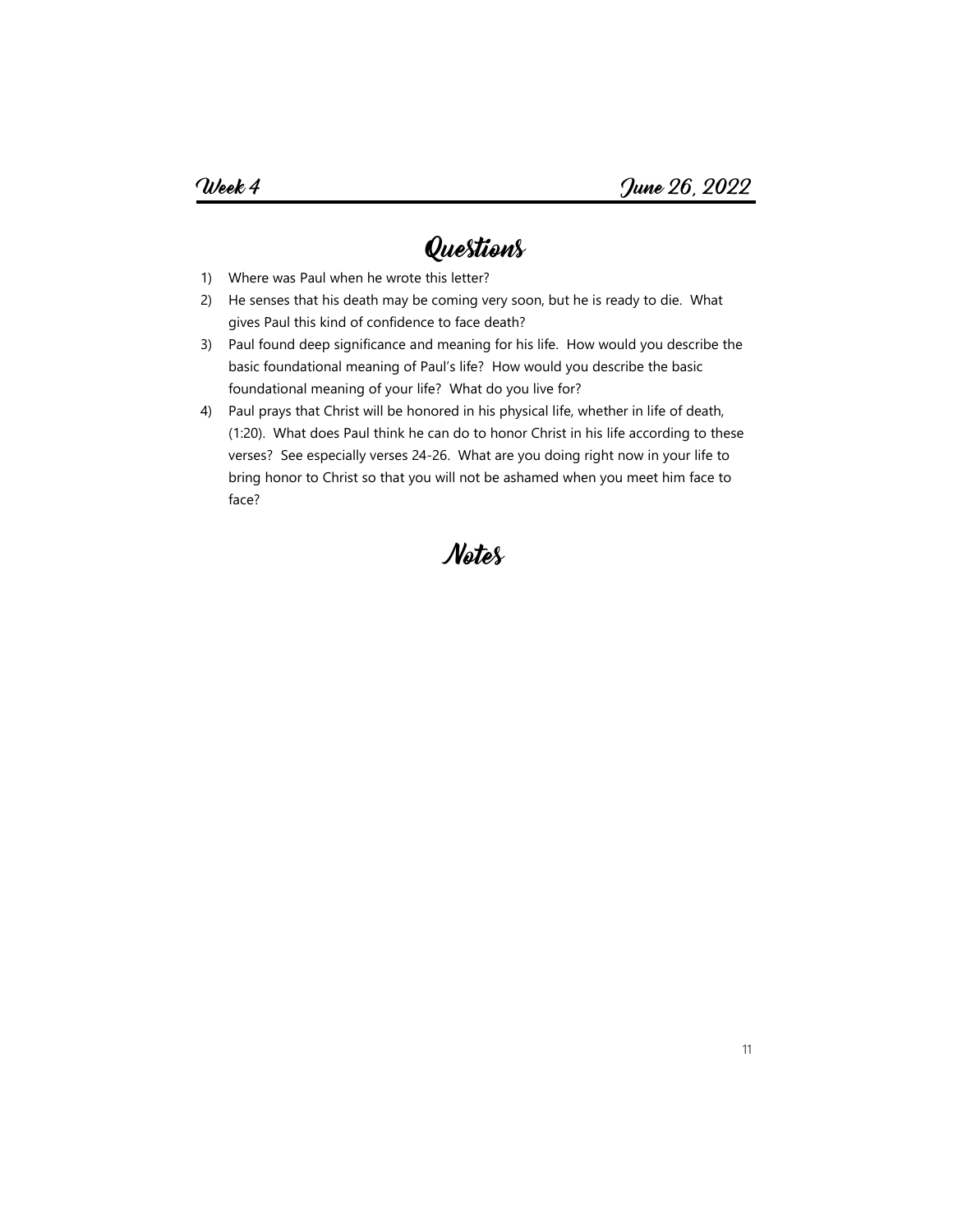**Week 4** **June 26, 2022**

# Questions

1) Where was Paul when he wrote this letter?
2) He senses that his death may be coming very soon, but he is ready to die. What gives Paul this kind of confidence to face death?
3) Paul found deep significance and meaning for his life. How would you describe the basic foundational meaning of Paul's life? How would you describe the basic foundational meaning of your life? What do you live for?
4) Paul prays that Christ will be honored in his physical life, whether in life of death, (1:20). What does Paul think he can do to honor Christ in his life according to these verses? See especially verses 24-26. What are you doing right now in your life to bring honor to Christ so that you will not be ashamed when you meet him face to face?

# Notes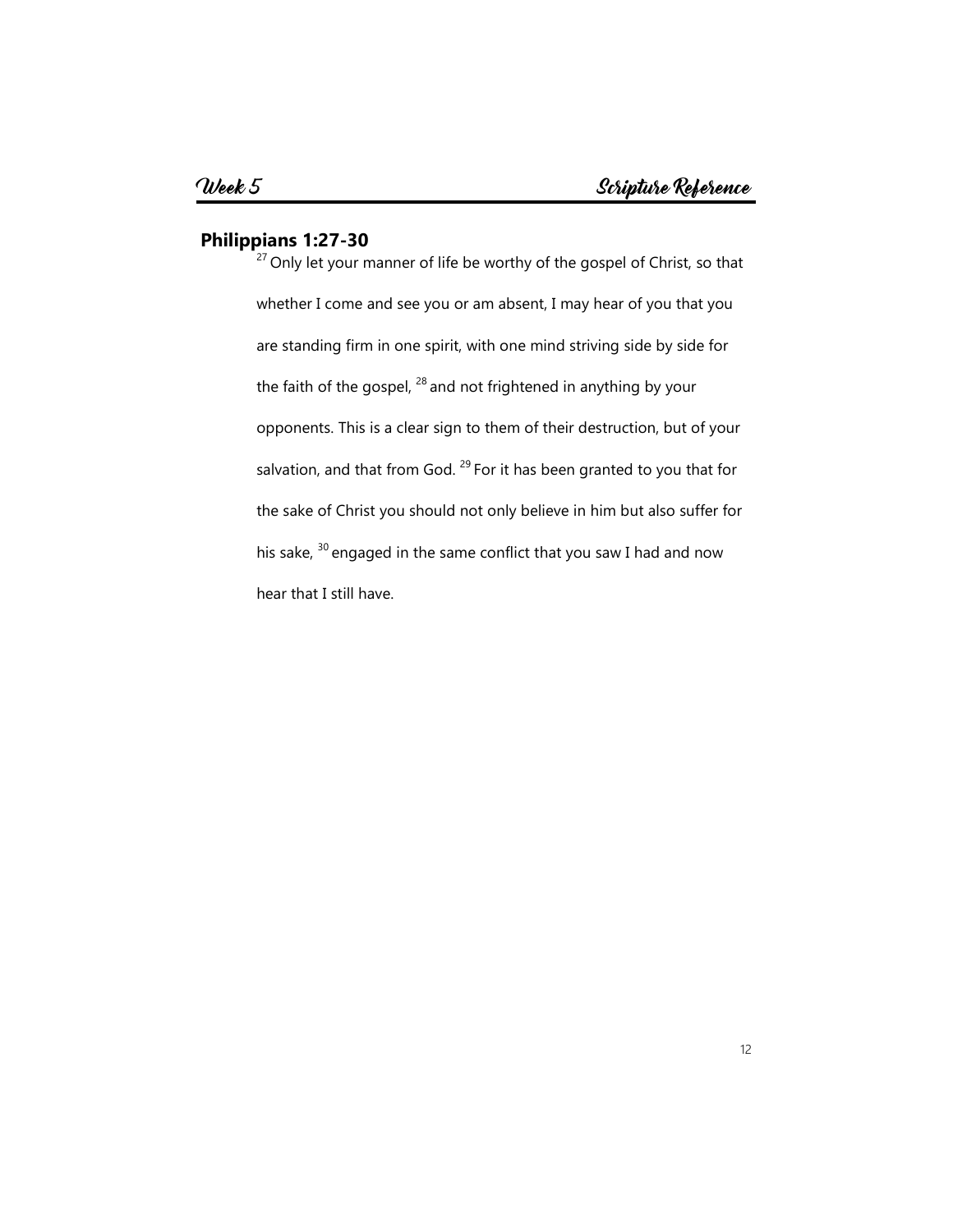## Philippians 1:27-30

[27] Only let your manner of life be worthy of the gospel of Christ, so that whether I come and see you or am absent, I may hear of you that you are standing firm in one spirit, with one mind striving side by side for the faith of the gospel, [28] and not frightened in anything by your opponents. This is a clear sign to them of their destruction, but of your salvation, and that from God. [29] For it has been granted to you that for the sake of Christ you should not only believe in him but also suffer for his sake, [30] engaged in the same conflict that you saw I had and now hear that I still have.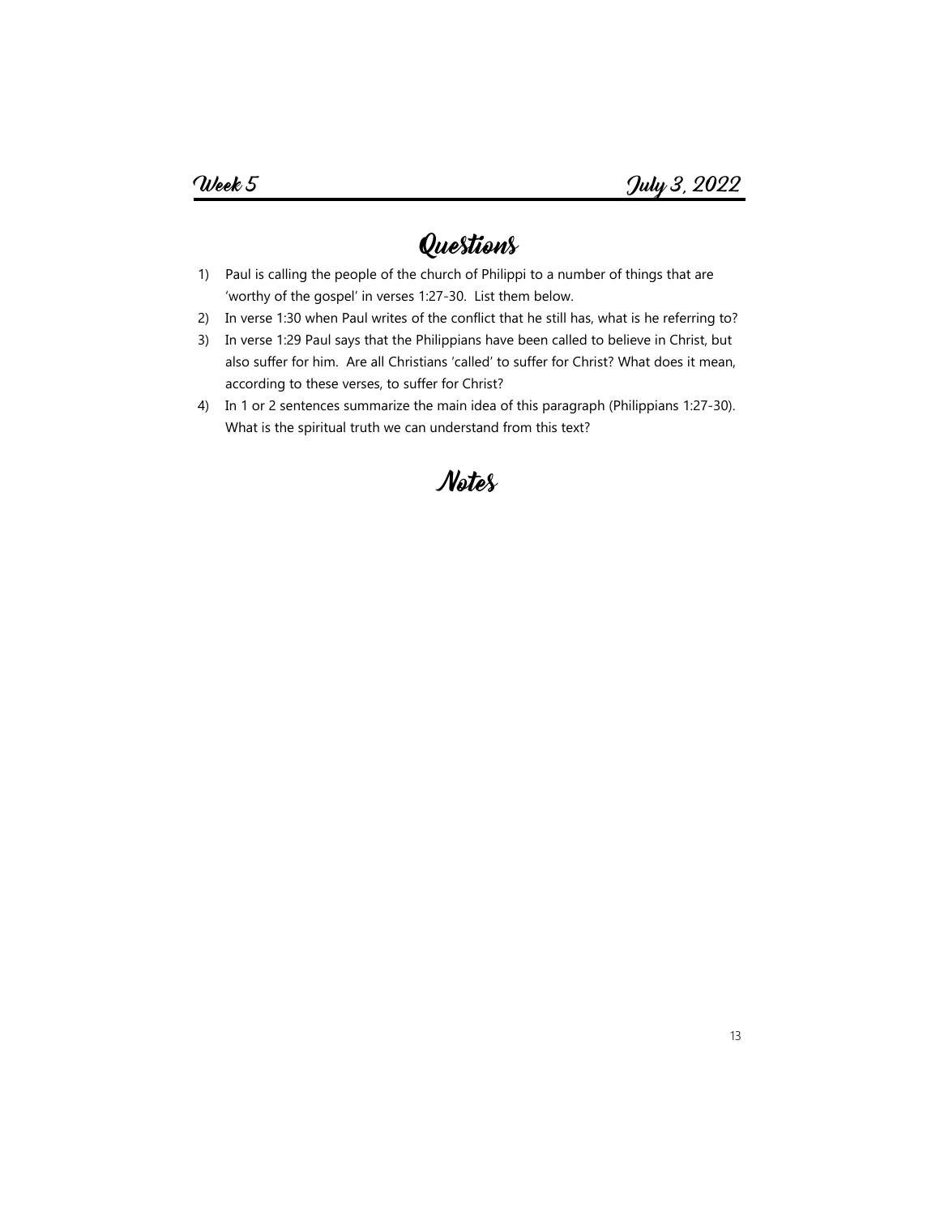**Week 5** **July 3, 2022**

# Questions

1) Paul is calling the people of the church of Philippi to a number of things that are 'worthy of the gospel' in verses 1:27-30. List them below.
2) In verse 1:30 when Paul writes of the conflict that he still has, what is he referring to?
3) In verse 1:29 Paul says that the Philippians have been called to believe in Christ, but also suffer for him. Are all Christians 'called' to suffer for Christ? What does it mean, according to these verses, to suffer for Christ?
4) In 1 or 2 sentences summarize the main idea of this paragraph (Philippians 1:27-30). What is the spiritual truth we can understand from this text?

# Notes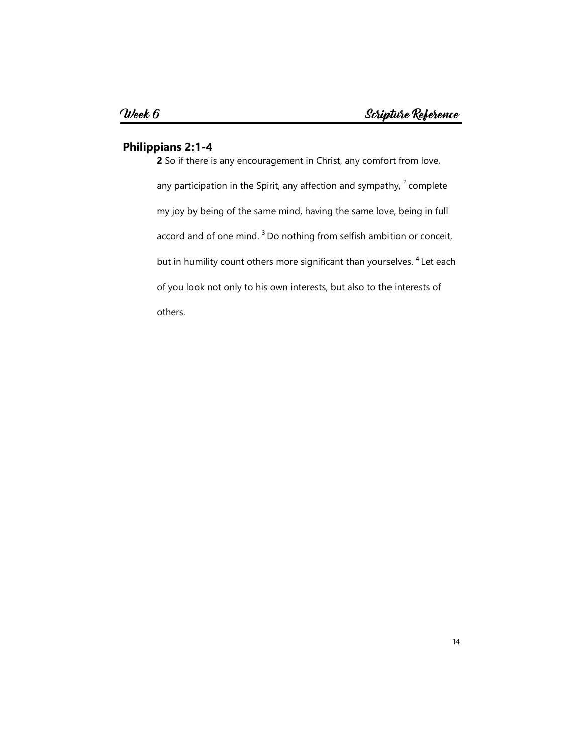# Week 6 — Scripture Reference

## Philippians 2:1-4

**2** So if there is any encouragement in Christ, any comfort from love, any participation in the Spirit, any affection and sympathy, [2] complete my joy by being of the same mind, having the same love, being in full accord and of one mind. [3] Do nothing from selfish ambition or conceit, but in humility count others more significant than yourselves. [4] Let each of you look not only to his own interests, but also to the interests of others.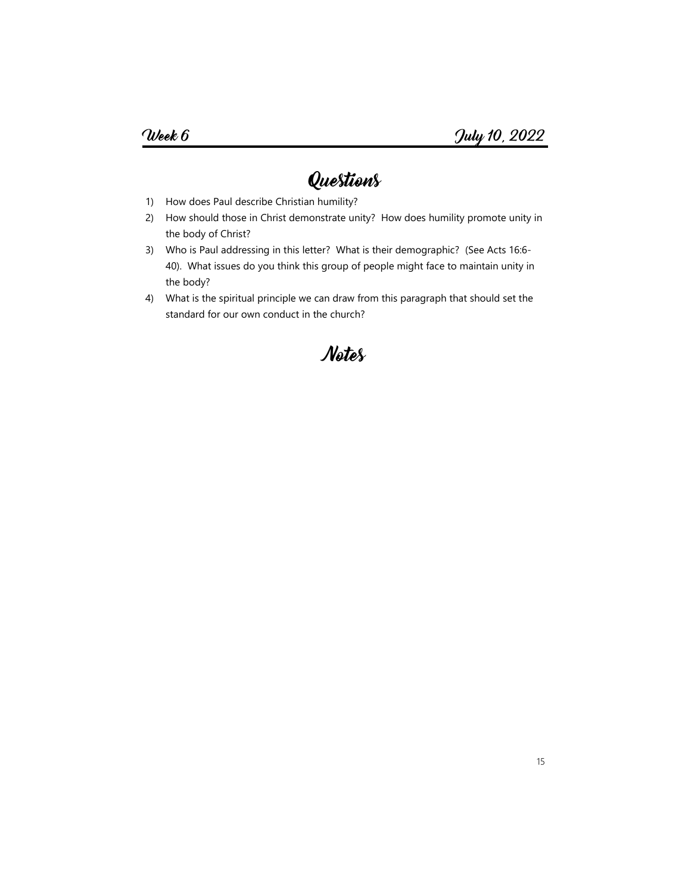**Week 6** **July 10, 2022**

# Questions

1) How does Paul describe Christian humility?
2) How should those in Christ demonstrate unity? How does humility promote unity in the body of Christ?
3) Who is Paul addressing in this letter? What is their demographic? (See Acts 16:6-40). What issues do you think this group of people might face to maintain unity in the body?
4) What is the spiritual principle we can draw from this paragraph that should set the standard for our own conduct in the church?

# Notes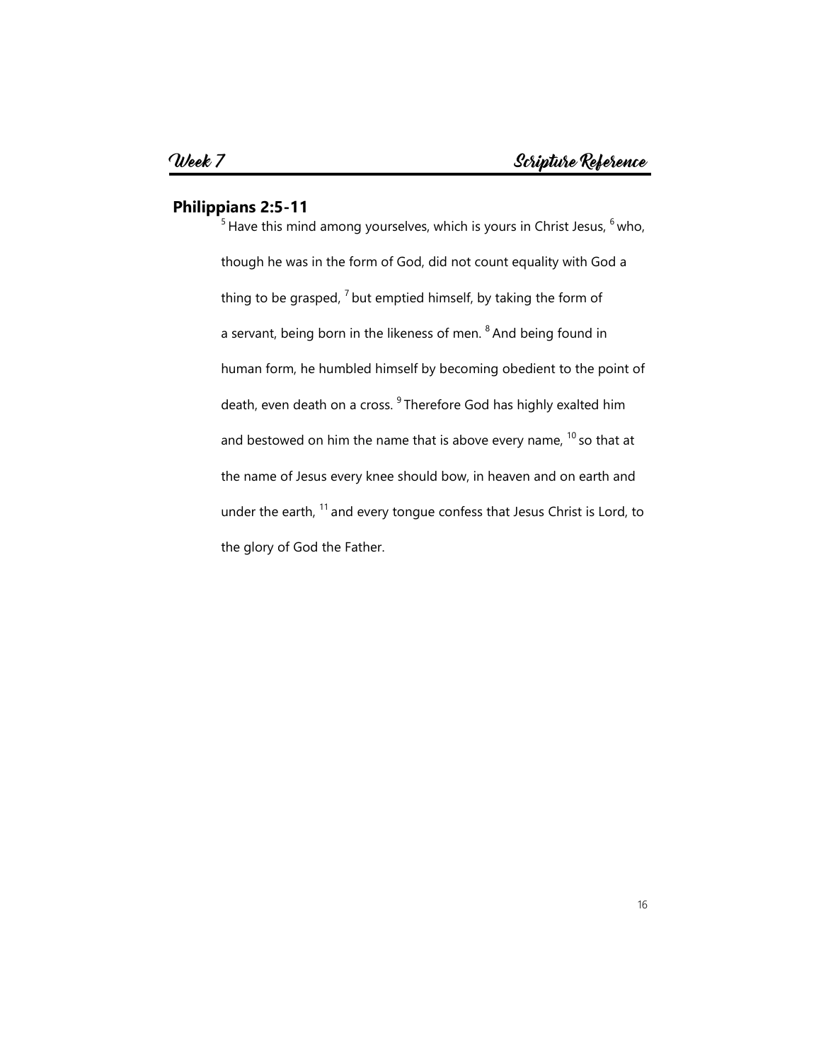## Week 7 — Scripture Reference

**Philippians 2:5-11**

[5] Have this mind among yourselves, which is yours in Christ Jesus, [6] who, though he was in the form of God, did not count equality with God a thing to be grasped, [7] but emptied himself, by taking the form of a servant, being born in the likeness of men. [8] And being found in human form, he humbled himself by becoming obedient to the point of death, even death on a cross. [9] Therefore God has highly exalted him and bestowed on him the name that is above every name, [10] so that at the name of Jesus every knee should bow, in heaven and on earth and under the earth, [11] and every tongue confess that Jesus Christ is Lord, to the glory of God the Father.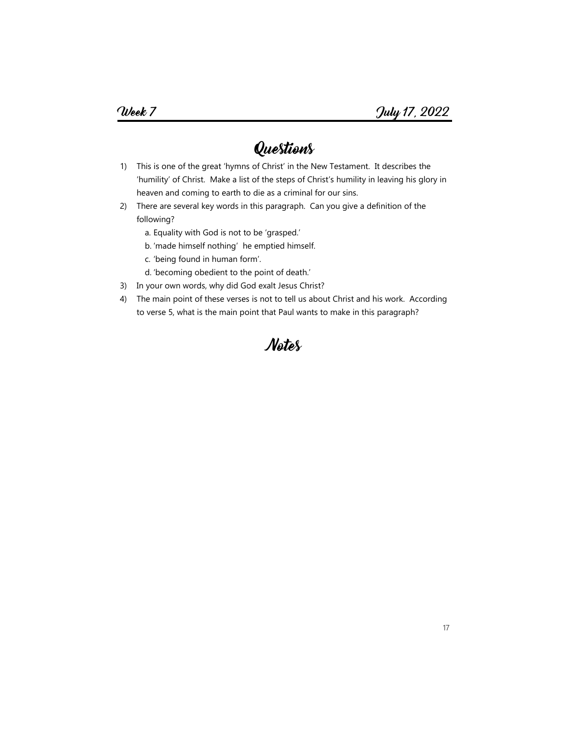**Week 7** **July 17, 2022**

# Questions

1) This is one of the great 'hymns of Christ' in the New Testament. It describes the 'humility' of Christ. Make a list of the steps of Christ's humility in leaving his glory in heaven and coming to earth to die as a criminal for our sins.
2) There are several key words in this paragraph. Can you give a definition of the following?
   a. Equality with God is not to be 'grasped.'
   b. 'made himself nothing' he emptied himself.
   c. 'being found in human form'.
   d. 'becoming obedient to the point of death.'
3) In your own words, why did God exalt Jesus Christ?
4) The main point of these verses is not to tell us about Christ and his work. According to verse 5, what is the main point that Paul wants to make in this paragraph?

# Notes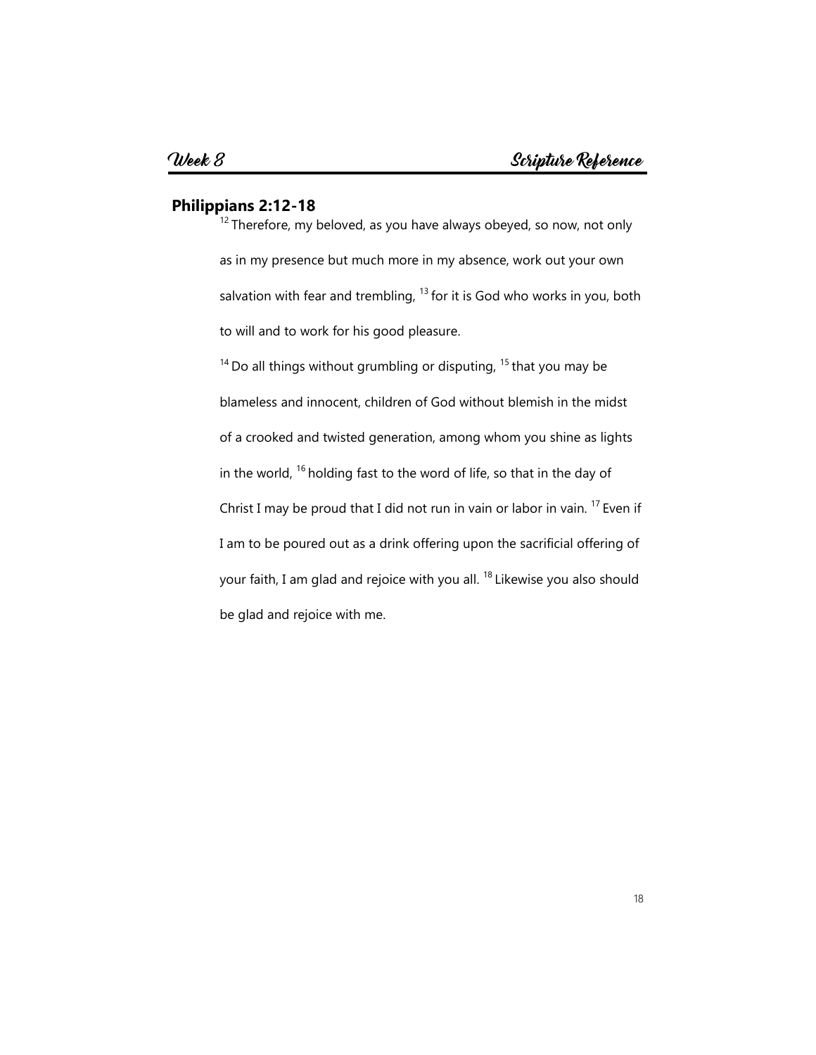## Week 8 — Scripture Reference

**Philippians 2:12-18**

[12] Therefore, my beloved, as you have always obeyed, so now, not only as in my presence but much more in my absence, work out your own salvation with fear and trembling, [13] for it is God who works in you, both to will and to work for his good pleasure.

[14] Do all things without grumbling or disputing, [15] that you may be blameless and innocent, children of God without blemish in the midst of a crooked and twisted generation, among whom you shine as lights in the world, [16] holding fast to the word of life, so that in the day of Christ I may be proud that I did not run in vain or labor in vain. [17] Even if I am to be poured out as a drink offering upon the sacrificial offering of your faith, I am glad and rejoice with you all. [18] Likewise you also should be glad and rejoice with me.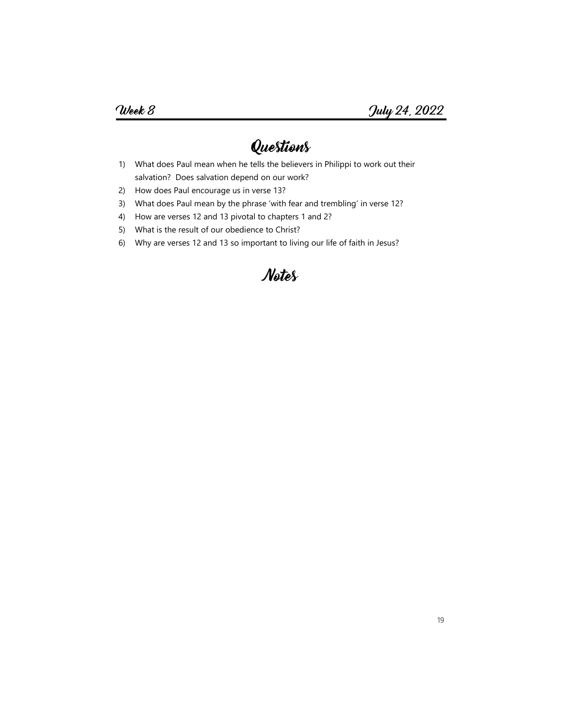Week 8 July 24, 2022

## Questions

1) What does Paul mean when he tells the believers in Philippi to work out their salvation? Does salvation depend on our work?
2) How does Paul encourage us in verse 13?
3) What does Paul mean by the phrase 'with fear and trembling' in verse 12?
4) How are verses 12 and 13 pivotal to chapters 1 and 2?
5) What is the result of our obedience to Christ?
6) Why are verses 12 and 13 so important to living our life of faith in Jesus?

## Notes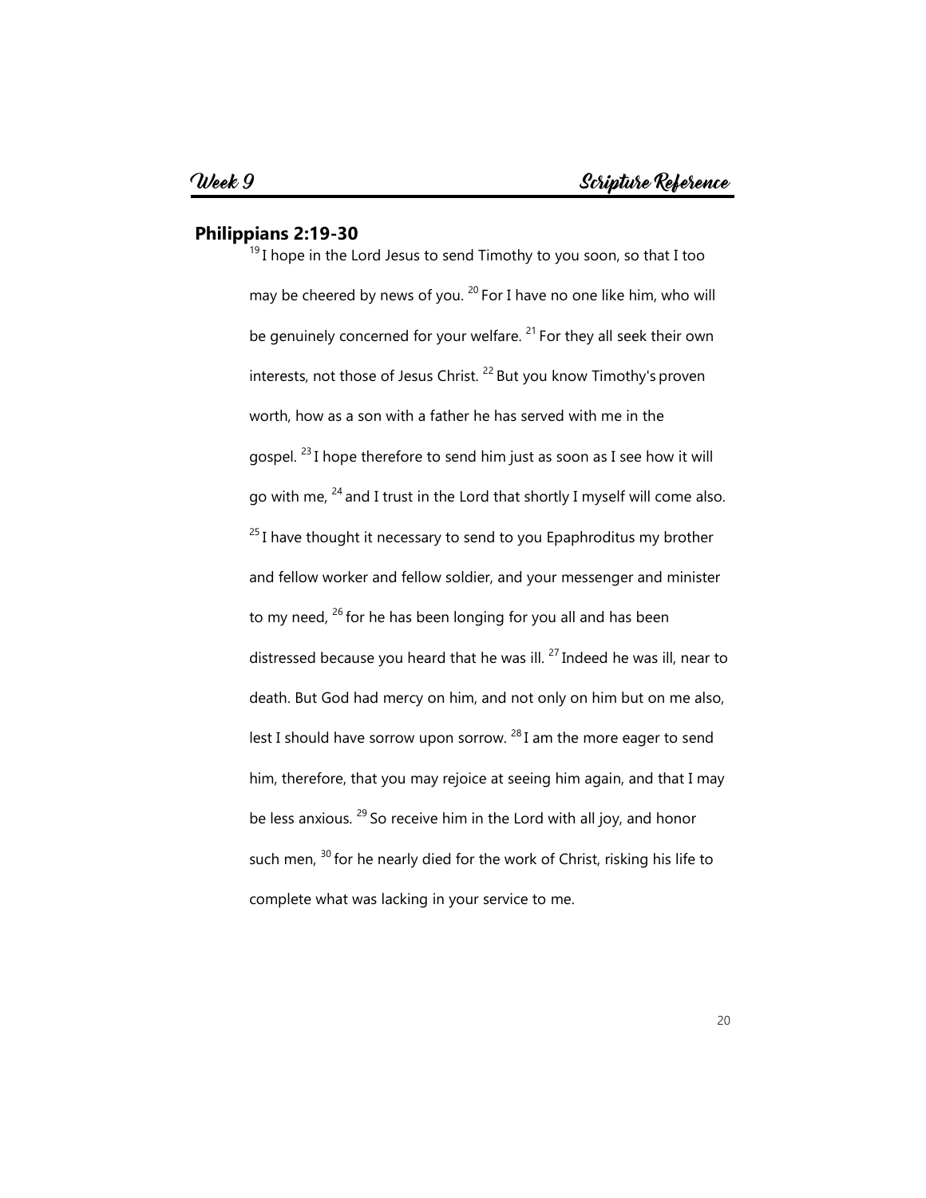Week 9 | Scripture Reference

## Philippians 2:19-30

[19] I hope in the Lord Jesus to send Timothy to you soon, so that I too may be cheered by news of you. [20] For I have no one like him, who will be genuinely concerned for your welfare. [21] For they all seek their own interests, not those of Jesus Christ. [22] But you know Timothy's proven worth, how as a son with a father he has served with me in the gospel. [23] I hope therefore to send him just as soon as I see how it will go with me, [24] and I trust in the Lord that shortly I myself will come also. [25] I have thought it necessary to send to you Epaphroditus my brother and fellow worker and fellow soldier, and your messenger and minister to my need, [26] for he has been longing for you all and has been distressed because you heard that he was ill. [27] Indeed he was ill, near to death. But God had mercy on him, and not only on him but on me also, lest I should have sorrow upon sorrow. [28] I am the more eager to send him, therefore, that you may rejoice at seeing him again, and that I may be less anxious. [29] So receive him in the Lord with all joy, and honor such men, [30] for he nearly died for the work of Christ, risking his life to complete what was lacking in your service to me.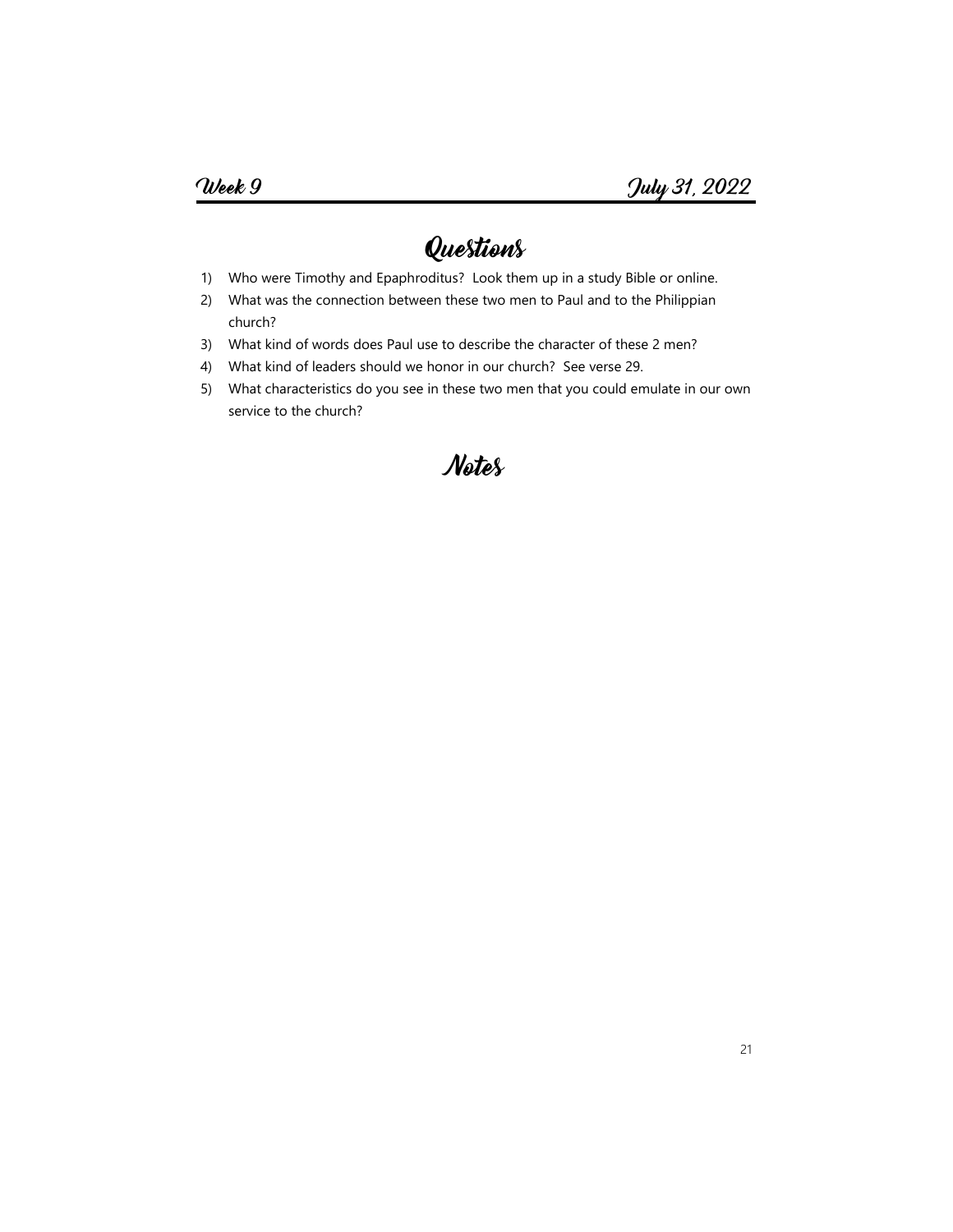**Week 9** **July 31, 2022**

# Questions

1) Who were Timothy and Epaphroditus? Look them up in a study Bible or online.
2) What was the connection between these two men to Paul and to the Philippian church?
3) What kind of words does Paul use to describe the character of these 2 men?
4) What kind of leaders should we honor in our church? See verse 29.
5) What characteristics do you see in these two men that you could emulate in our own service to the church?

# Notes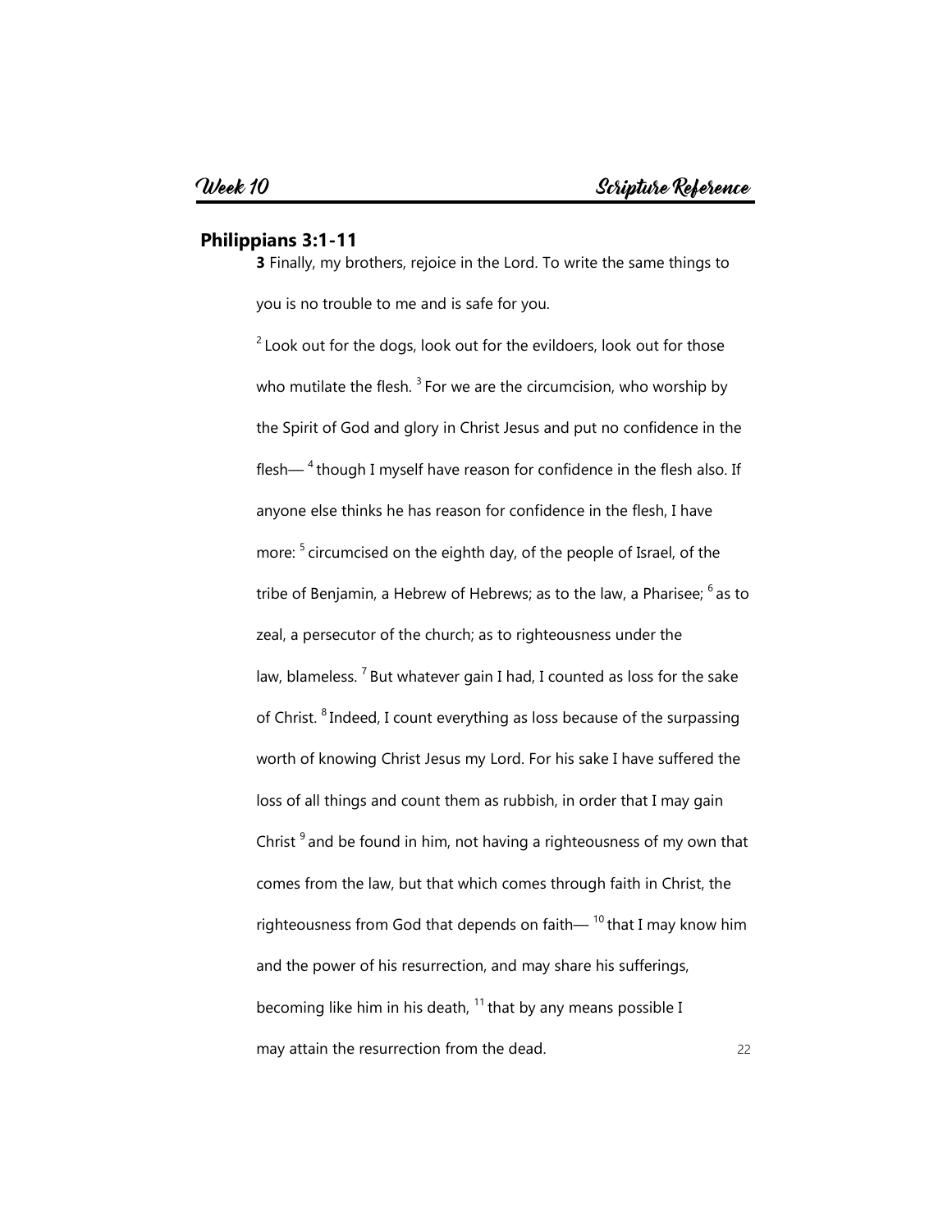## Week 10 — Scripture Reference

### Philippians 3:1-11

**3** Finally, my brothers, rejoice in the Lord. To write the same things to you is no trouble to me and is safe for you.

[2] Look out for the dogs, look out for the evildoers, look out for those who mutilate the flesh. [3] For we are the circumcision, who worship by the Spirit of God and glory in Christ Jesus and put no confidence in the flesh— [4] though I myself have reason for confidence in the flesh also. If anyone else thinks he has reason for confidence in the flesh, I have more: [5] circumcised on the eighth day, of the people of Israel, of the tribe of Benjamin, a Hebrew of Hebrews; as to the law, a Pharisee; [6] as to zeal, a persecutor of the church; as to righteousness under the law, blameless. [7] But whatever gain I had, I counted as loss for the sake of Christ. [8] Indeed, I count everything as loss because of the surpassing worth of knowing Christ Jesus my Lord. For his sake I have suffered the loss of all things and count them as rubbish, in order that I may gain Christ [9] and be found in him, not having a righteousness of my own that comes from the law, but that which comes through faith in Christ, the righteousness from God that depends on faith— [10] that I may know him and the power of his resurrection, and may share his sufferings, becoming like him in his death, [11] that by any means possible I may attain the resurrection from the dead.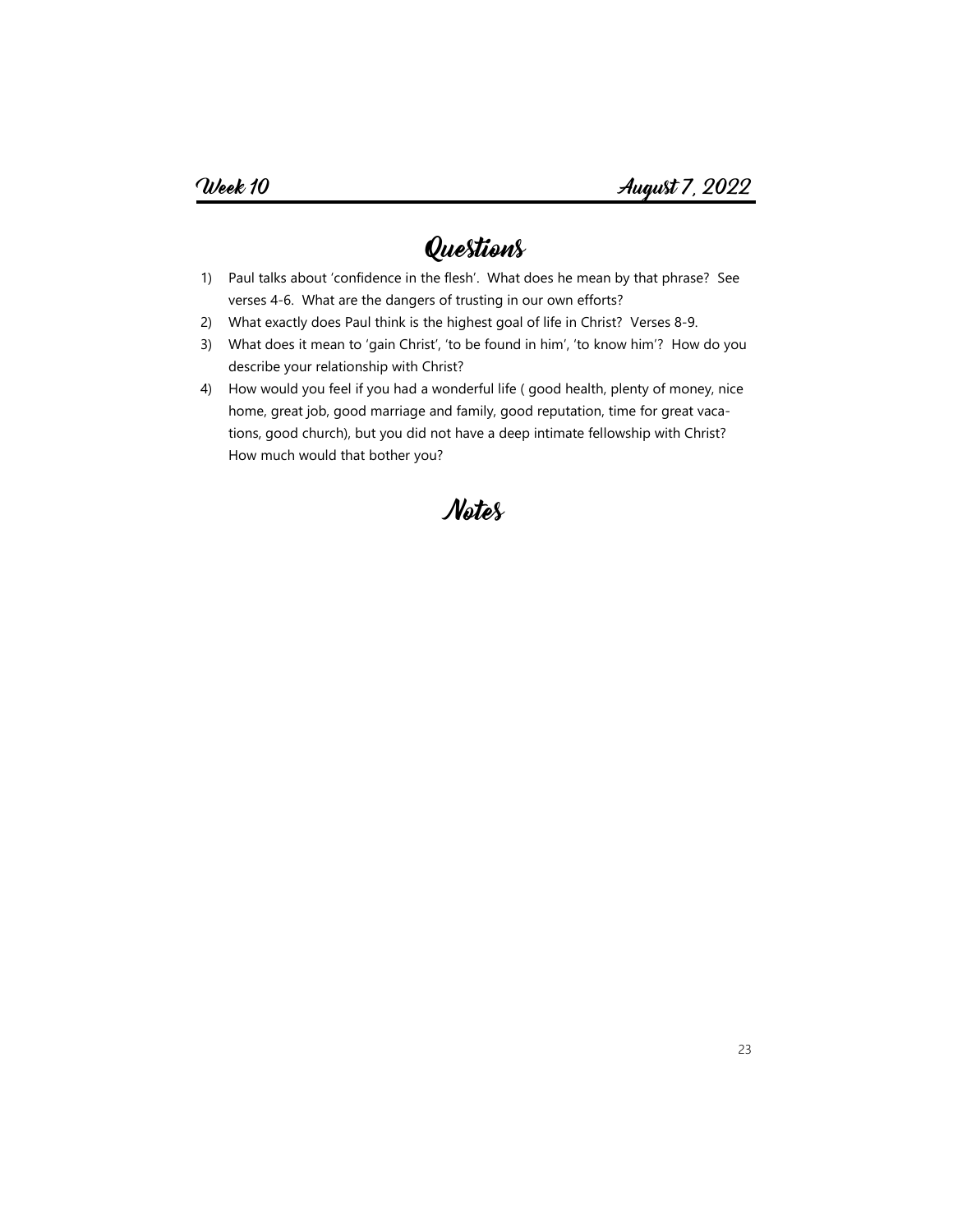**Week 10** **August 7, 2022**

# Questions

1) Paul talks about 'confidence in the flesh'. What does he mean by that phrase? See verses 4-6. What are the dangers of trusting in our own efforts?
2) What exactly does Paul think is the highest goal of life in Christ? Verses 8-9.
3) What does it mean to 'gain Christ', 'to be found in him', 'to know him'? How do you describe your relationship with Christ?
4) How would you feel if you had a wonderful life ( good health, plenty of money, nice home, great job, good marriage and family, good reputation, time for great vacations, good church), but you did not have a deep intimate fellowship with Christ? How much would that bother you?

# Notes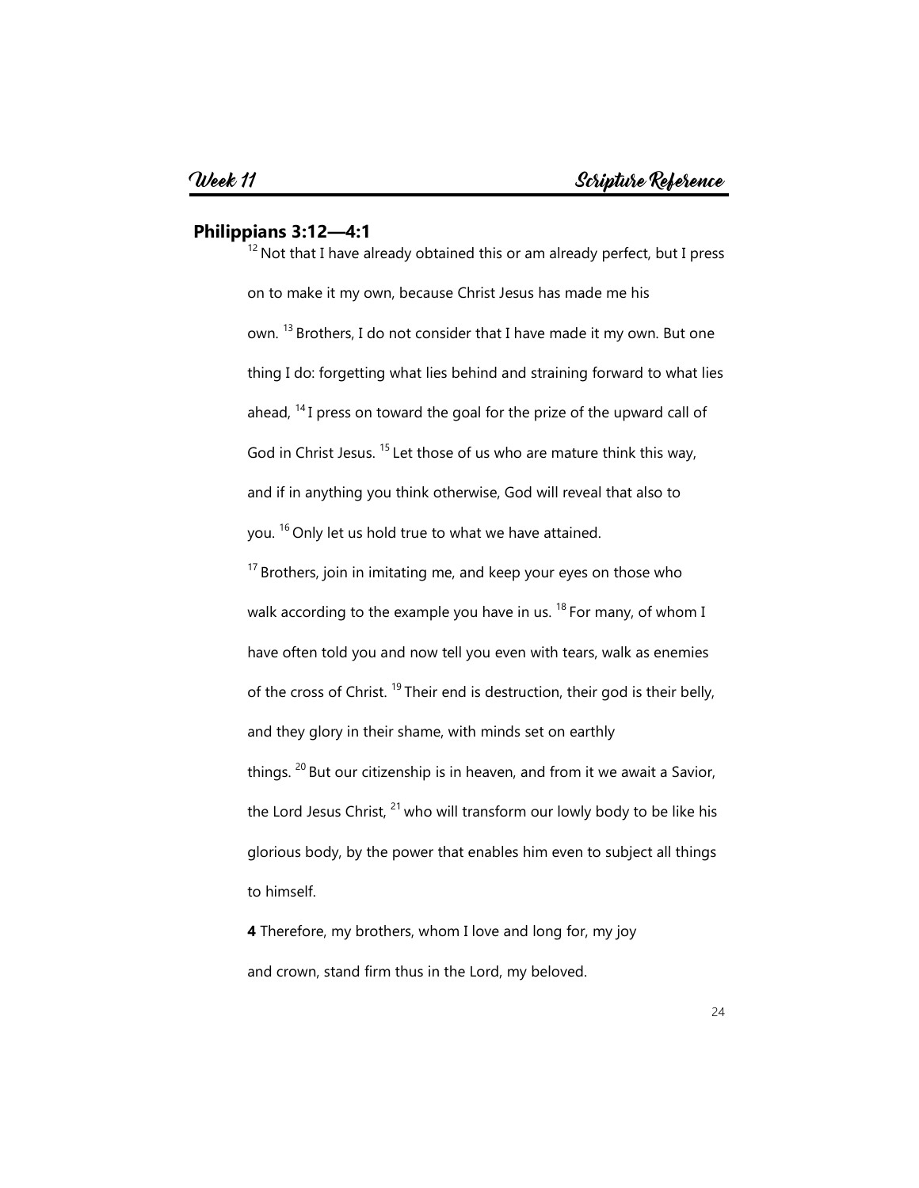## Philippians 3:12—4:1

[12] Not that I have already obtained this or am already perfect, but I press on to make it my own, because Christ Jesus has made me his own. [13] Brothers, I do not consider that I have made it my own. But one thing I do: forgetting what lies behind and straining forward to what lies ahead, [14] I press on toward the goal for the prize of the upward call of God in Christ Jesus. [15] Let those of us who are mature think this way, and if in anything you think otherwise, God will reveal that also to you. [16] Only let us hold true to what we have attained.

[17] Brothers, join in imitating me, and keep your eyes on those who walk according to the example you have in us. [18] For many, of whom I have often told you and now tell you even with tears, walk as enemies of the cross of Christ. [19] Their end is destruction, their god is their belly, and they glory in their shame, with minds set on earthly things. [20] But our citizenship is in heaven, and from it we await a Savior, the Lord Jesus Christ, [21] who will transform our lowly body to be like his glorious body, by the power that enables him even to subject all things to himself.

**4** Therefore, my brothers, whom I love and long for, my joy and crown, stand firm thus in the Lord, my beloved.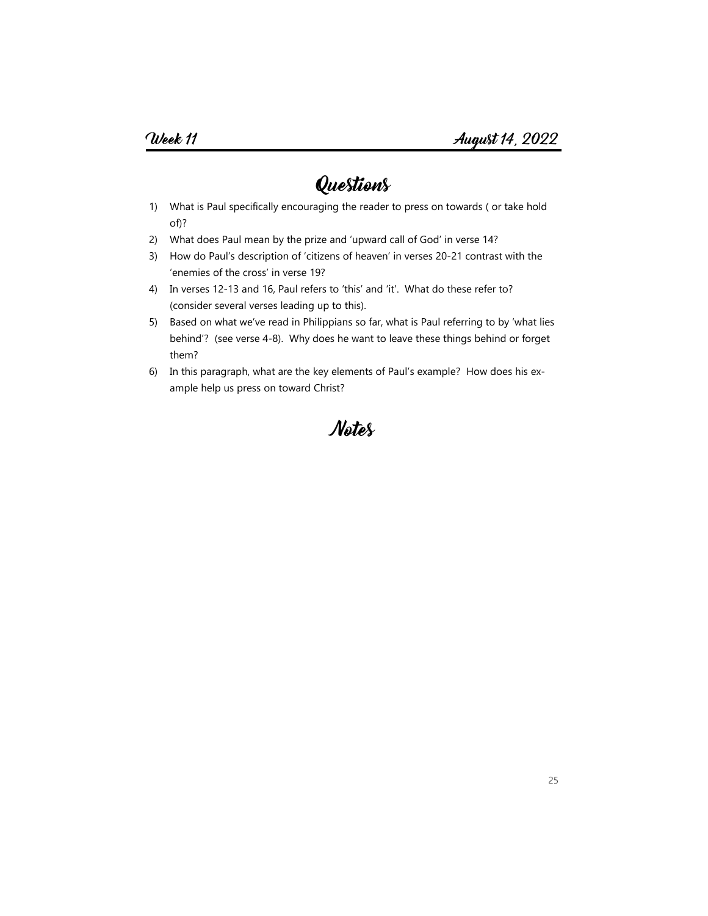Week 11 | August 14, 2022

## Questions

1) What is Paul specifically encouraging the reader to press on towards ( or take hold of)?
2) What does Paul mean by the prize and 'upward call of God' in verse 14?
3) How do Paul's description of 'citizens of heaven' in verses 20-21 contrast with the 'enemies of the cross' in verse 19?
4) In verses 12-13 and 16, Paul refers to 'this' and 'it'. What do these refer to? (consider several verses leading up to this).
5) Based on what we've read in Philippians so far, what is Paul referring to by 'what lies behind'? (see verse 4-8). Why does he want to leave these things behind or forget them?
6) In this paragraph, what are the key elements of Paul's example? How does his example help us press on toward Christ?

## Notes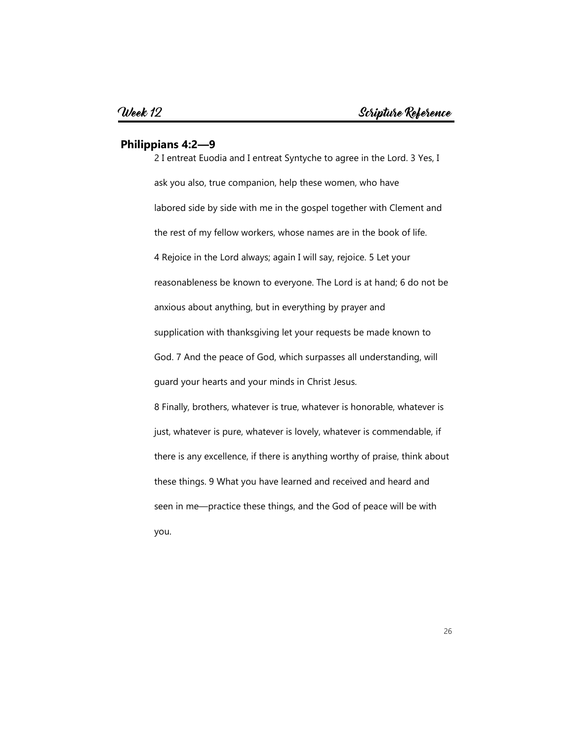Week 12 | Scripture Reference

## Philippians 4:2—9

2 I entreat Euodia and I entreat Syntyche to agree in the Lord. 3 Yes, I ask you also, true companion, help these women, who have labored side by side with me in the gospel together with Clement and the rest of my fellow workers, whose names are in the book of life.

4 Rejoice in the Lord always; again I will say, rejoice. 5 Let your reasonableness be known to everyone. The Lord is at hand; 6 do not be anxious about anything, but in everything by prayer and supplication with thanksgiving let your requests be made known to God. 7 And the peace of God, which surpasses all understanding, will guard your hearts and your minds in Christ Jesus.

8 Finally, brothers, whatever is true, whatever is honorable, whatever is just, whatever is pure, whatever is lovely, whatever is commendable, if there is any excellence, if there is anything worthy of praise, think about these things. 9 What you have learned and received and heard and seen in me—practice these things, and the God of peace will be with you.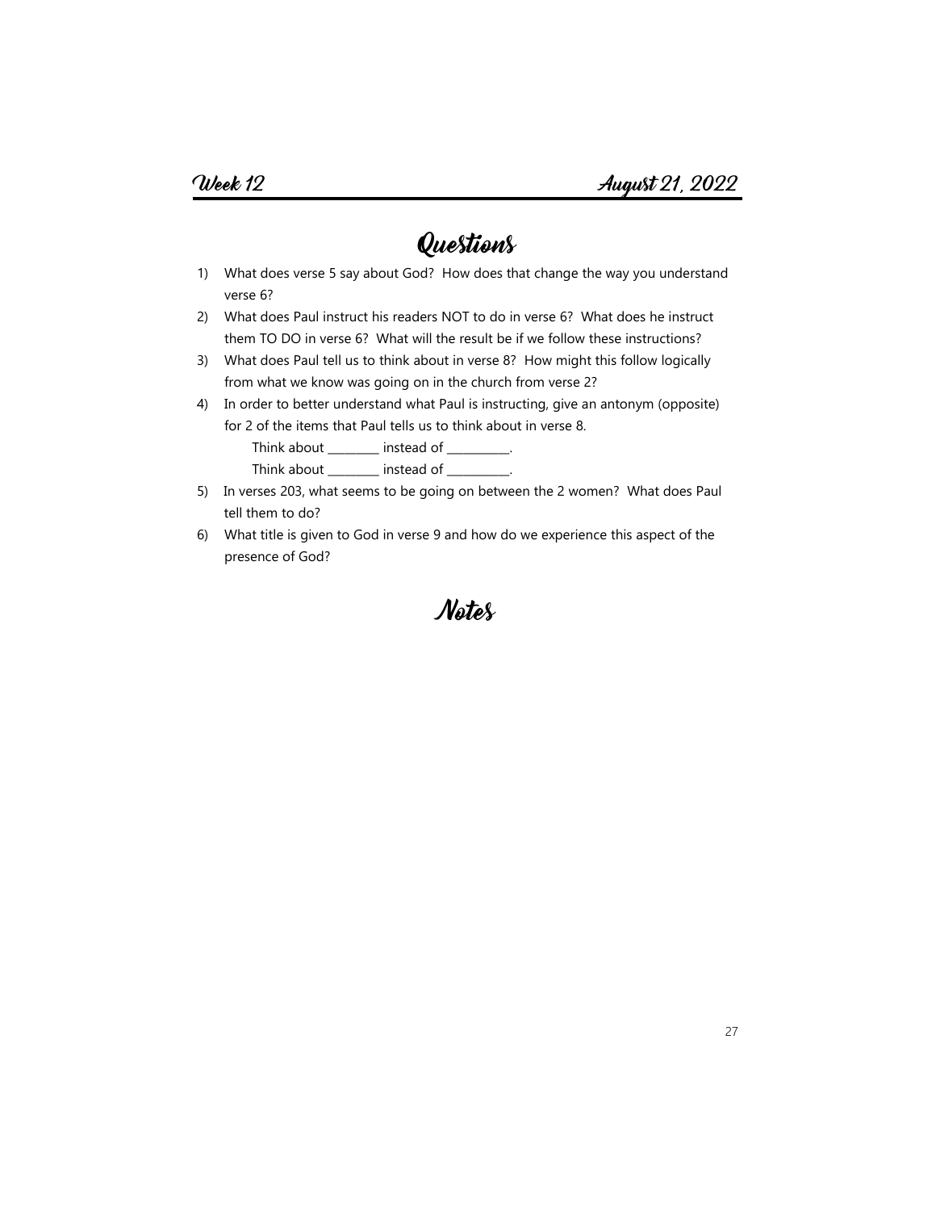Week 12 August 21, 2022

## Questions

1) What does verse 5 say about God? How does that change the way you understand verse 6?
2) What does Paul instruct his readers NOT to do in verse 6? What does he instruct them TO DO in verse 6? What will the result be if we follow these instructions?
3) What does Paul tell us to think about in verse 8? How might this follow logically from what we know was going on in the church from verse 2?
4) In order to better understand what Paul is instructing, give an antonym (opposite) for 2 of the items that Paul tells us to think about in verse 8.

   Think about ________ instead of __________.

   Think about ________ instead of __________.
5) In verses 203, what seems to be going on between the 2 women? What does Paul tell them to do?
6) What title is given to God in verse 9 and how do we experience this aspect of the presence of God?

## Notes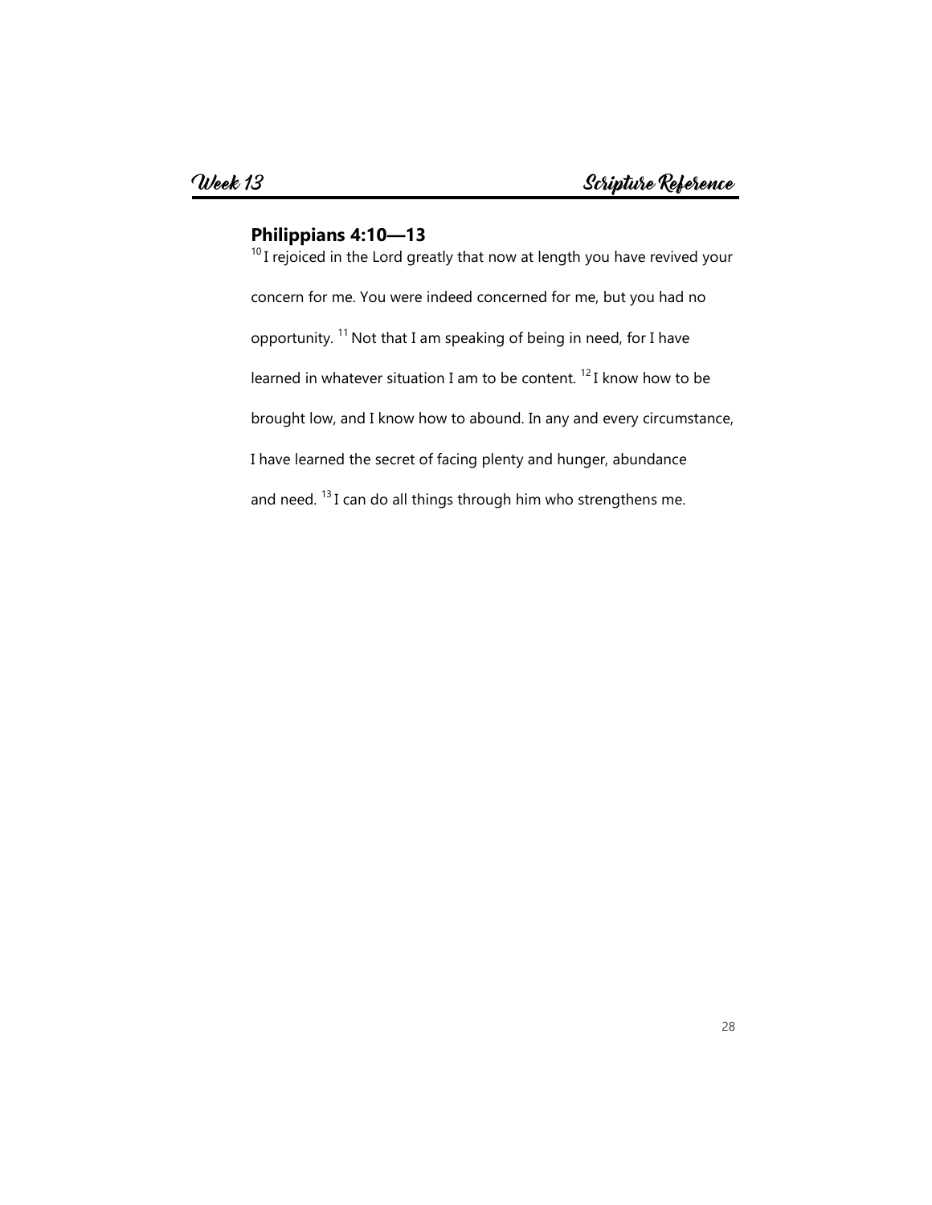Week 13 | Scripture Reference

## Philippians 4:10—13

[10] I rejoiced in the Lord greatly that now at length you have revived your concern for me. You were indeed concerned for me, but you had no opportunity. [11] Not that I am speaking of being in need, for I have learned in whatever situation I am to be content. [12] I know how to be brought low, and I know how to abound. In any and every circumstance, I have learned the secret of facing plenty and hunger, abundance and need. [13] I can do all things through him who strengthens me.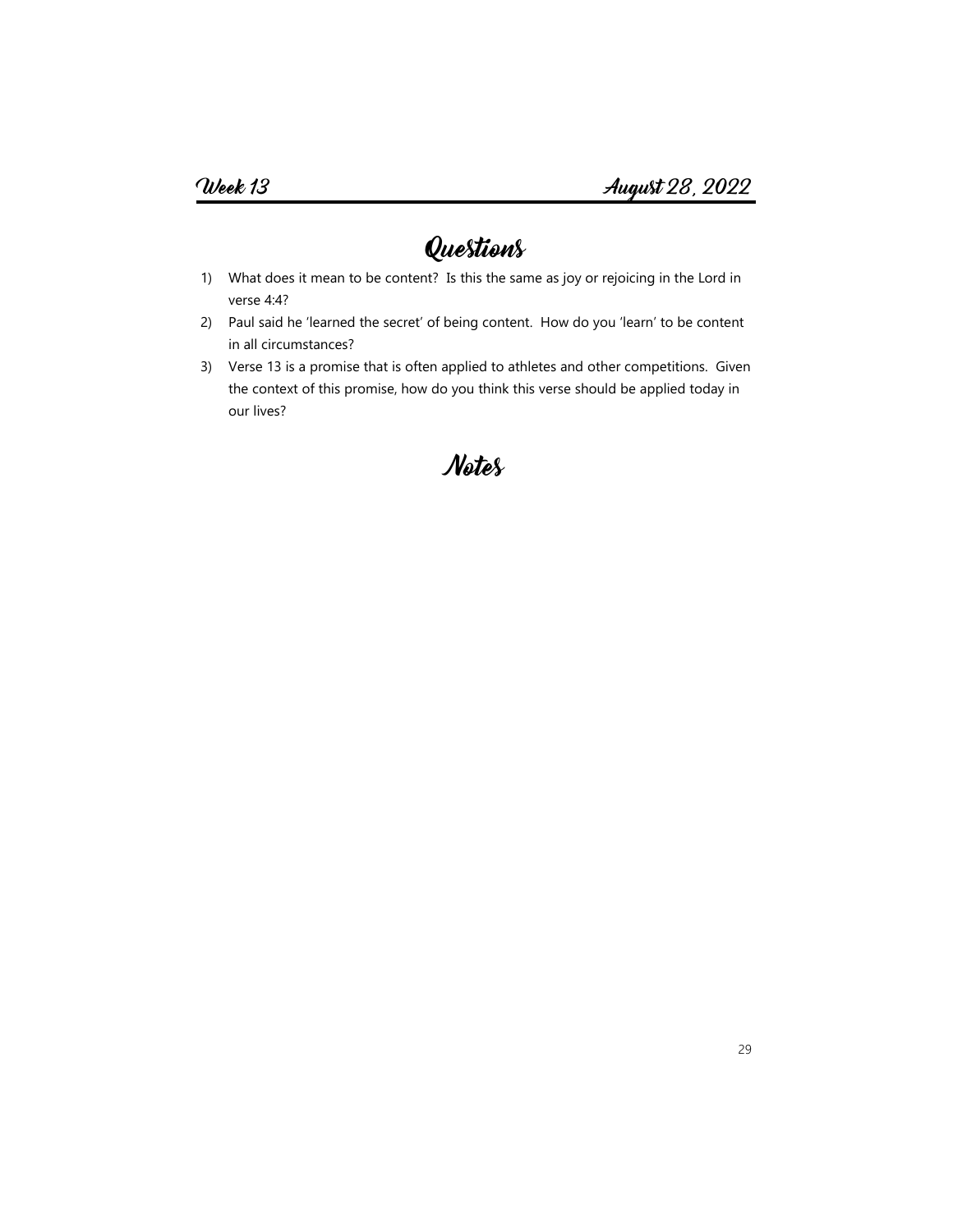Week 13 — August 28, 2022

## Questions

1) What does it mean to be content? Is this the same as joy or rejoicing in the Lord in verse 4:4?
2) Paul said he 'learned the secret' of being content. How do you 'learn' to be content in all circumstances?
3) Verse 13 is a promise that is often applied to athletes and other competitions. Given the context of this promise, how do you think this verse should be applied today in our lives?

## Notes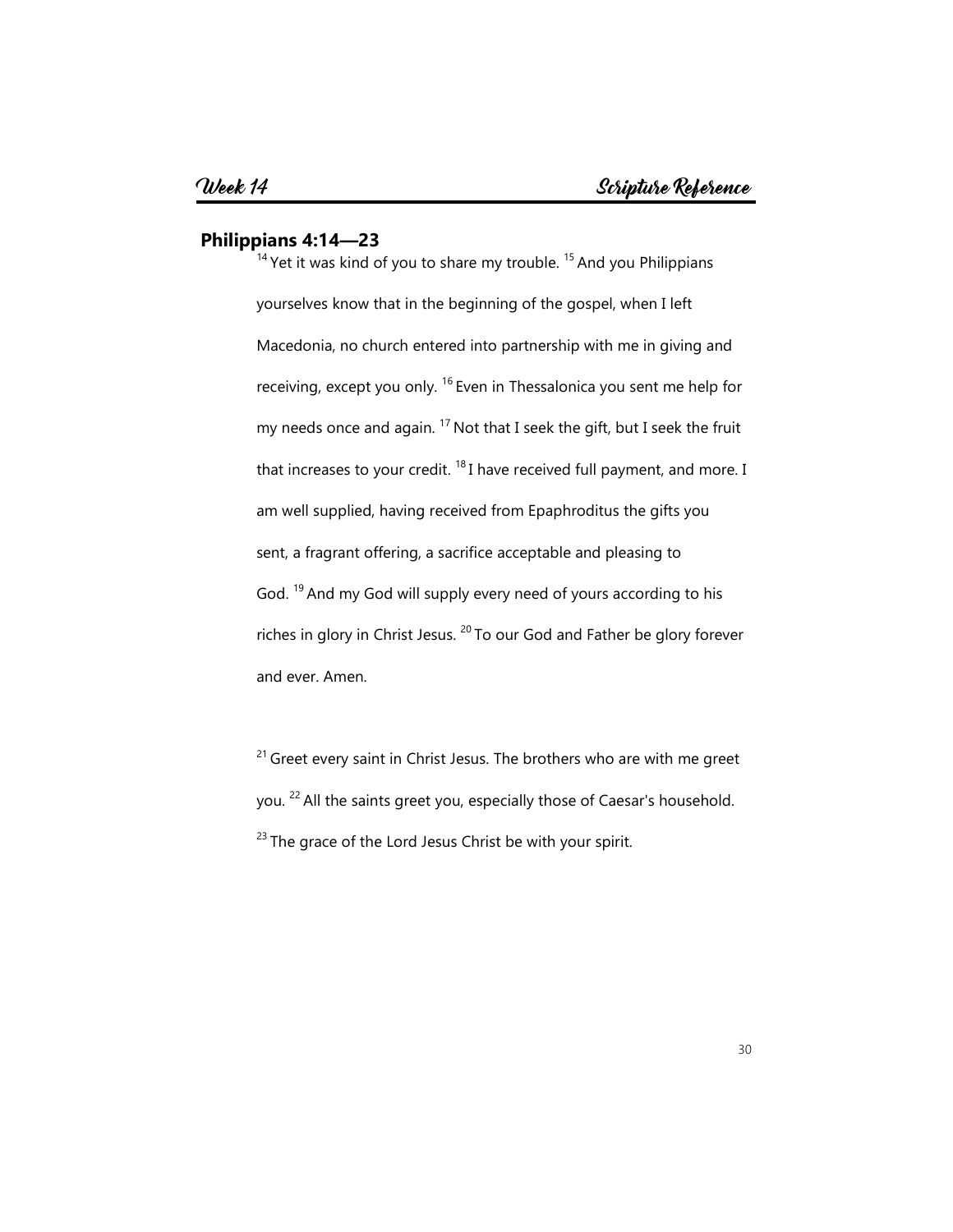## Philippians 4:14—23

[14] Yet it was kind of you to share my trouble. [15] And you Philippians yourselves know that in the beginning of the gospel, when I left Macedonia, no church entered into partnership with me in giving and receiving, except you only. [16] Even in Thessalonica you sent me help for my needs once and again. [17] Not that I seek the gift, but I seek the fruit that increases to your credit. [18] I have received full payment, and more. I am well supplied, having received from Epaphroditus the gifts you sent, a fragrant offering, a sacrifice acceptable and pleasing to God. [19] And my God will supply every need of yours according to his riches in glory in Christ Jesus. [20] To our God and Father be glory forever and ever. Amen.

[21] Greet every saint in Christ Jesus. The brothers who are with me greet you. [22] All the saints greet you, especially those of Caesar's household. [23] The grace of the Lord Jesus Christ be with your spirit.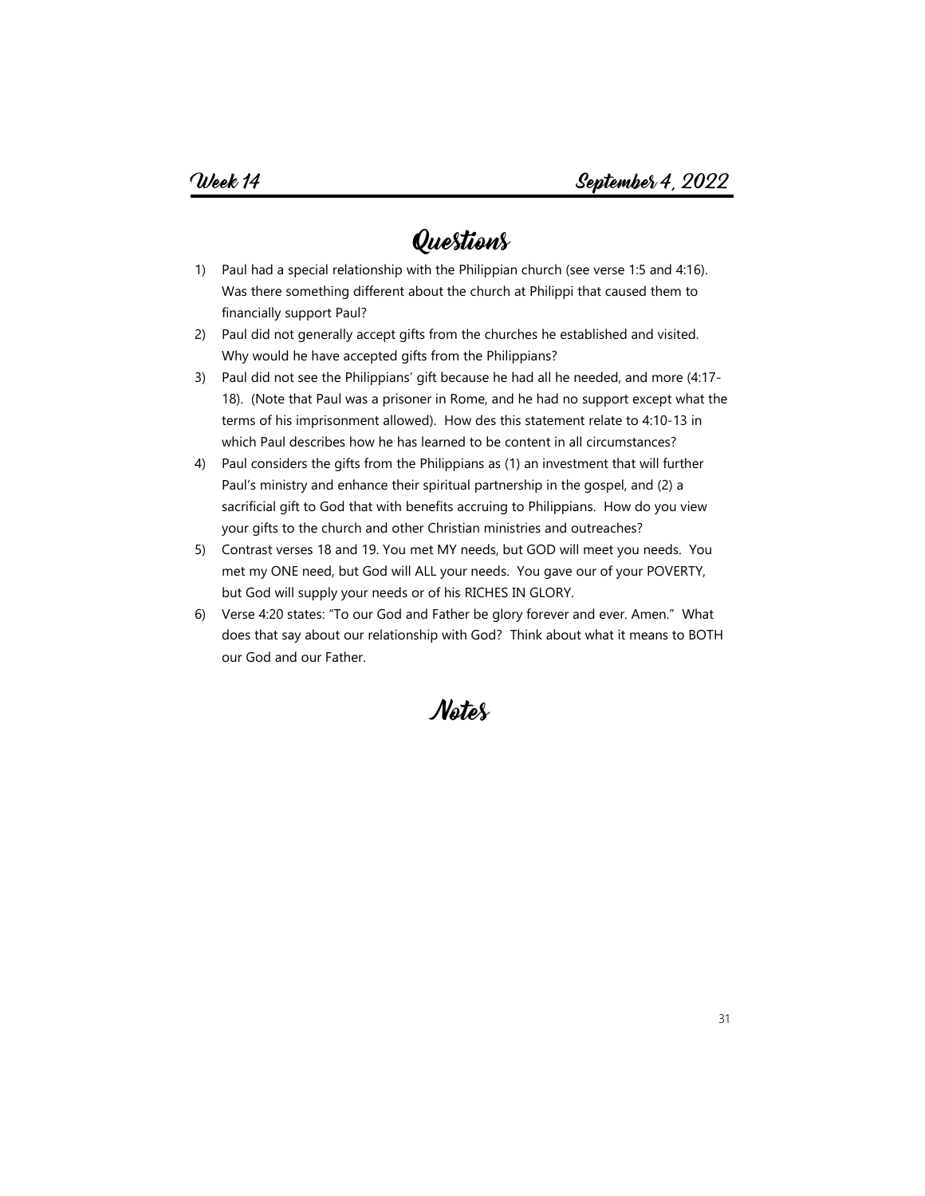Week 14 September 4, 2022

# Questions

1) Paul had a special relationship with the Philippian church (see verse 1:5 and 4:16). Was there something different about the church at Philippi that caused them to financially support Paul?
2) Paul did not generally accept gifts from the churches he established and visited. Why would he have accepted gifts from the Philippians?
3) Paul did not see the Philippians' gift because he had all he needed, and more (4:17-18). (Note that Paul was a prisoner in Rome, and he had no support except what the terms of his imprisonment allowed). How des this statement relate to 4:10-13 in which Paul describes how he has learned to be content in all circumstances?
4) Paul considers the gifts from the Philippians as (1) an investment that will further Paul's ministry and enhance their spiritual partnership in the gospel, and (2) a sacrificial gift to God that with benefits accruing to Philippians. How do you view your gifts to the church and other Christian ministries and outreaches?
5) Contrast verses 18 and 19. You met MY needs, but GOD will meet you needs. You met my ONE need, but God will ALL your needs. You gave our of your POVERTY, but God will supply your needs or of his RICHES IN GLORY.
6) Verse 4:20 states: "To our God and Father be glory forever and ever. Amen." What does that say about our relationship with God? Think about what it means to BOTH our God and our Father.

# Notes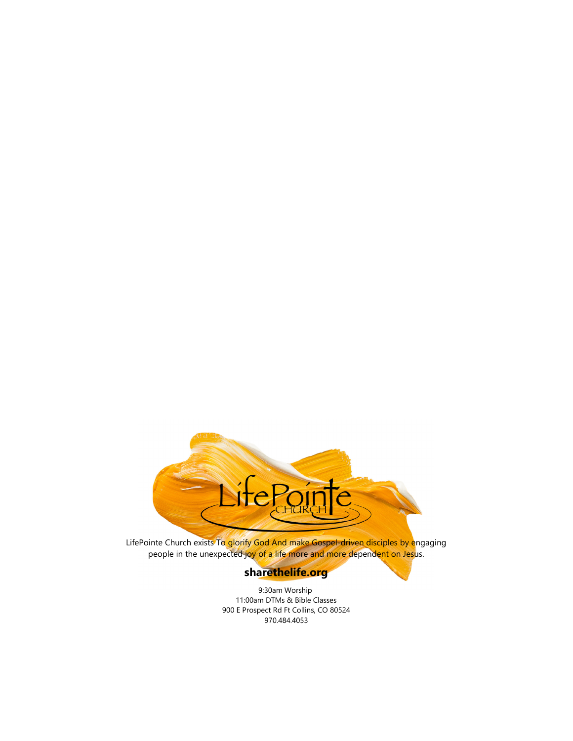LifePointe
CHURCH

LifePointe Church exists To glorify God And make Gospel-driven disciples by engaging people in the unexpected joy of a life more and more dependent on Jesus.

**sharethelife.org**

9:30am Worship
11:00am DTMs & Bible Classes
900 E Prospect Rd Ft Collins, CO 80524
970.484.4053